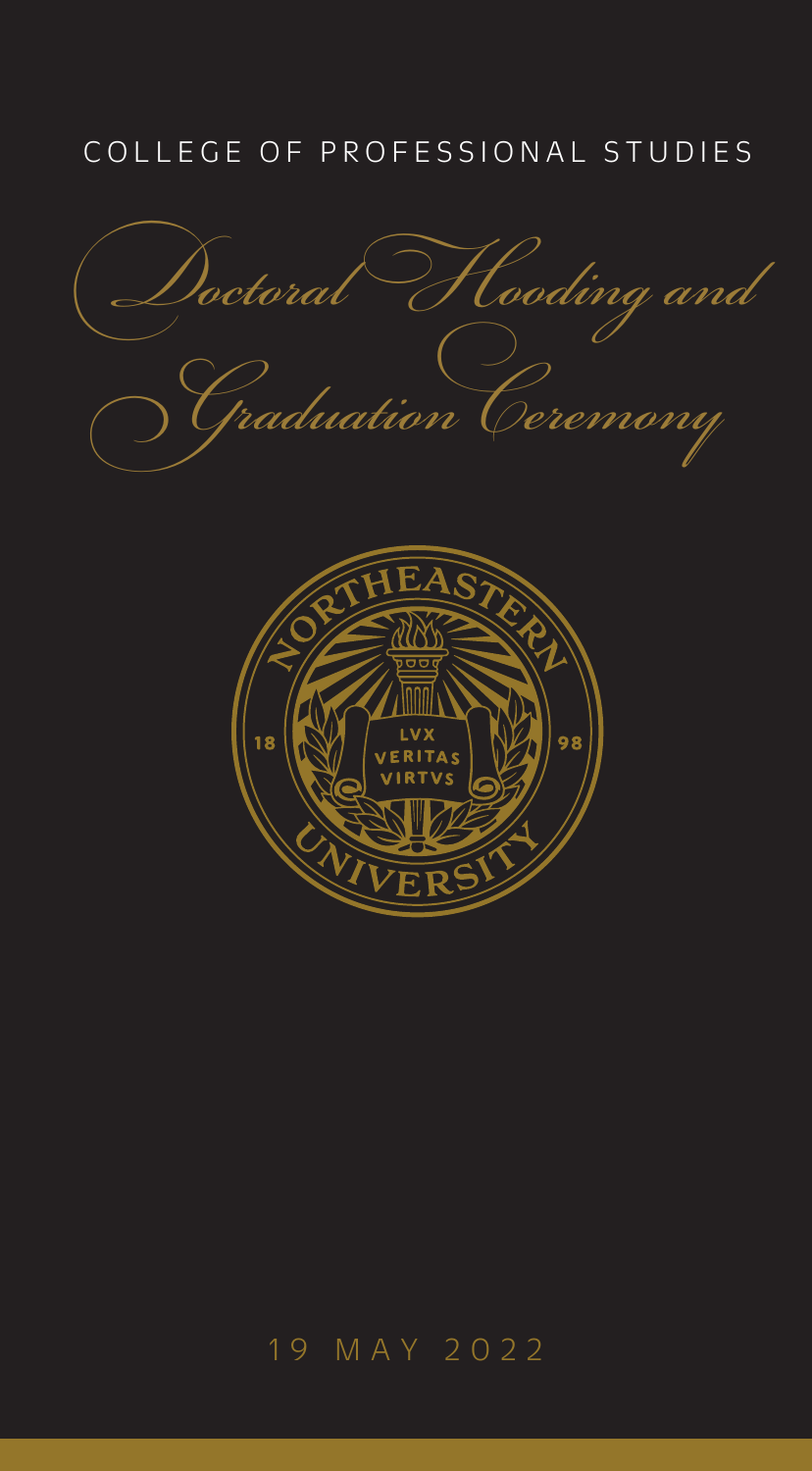COLLEGE OF PROFESSIONAL STUDIES

# Doctoral Hooding and Graduation Ceremony

NORTHEASTERN UNIVERSITY

18 98

LVX VERITAS VIRTVS

19 MAY 2022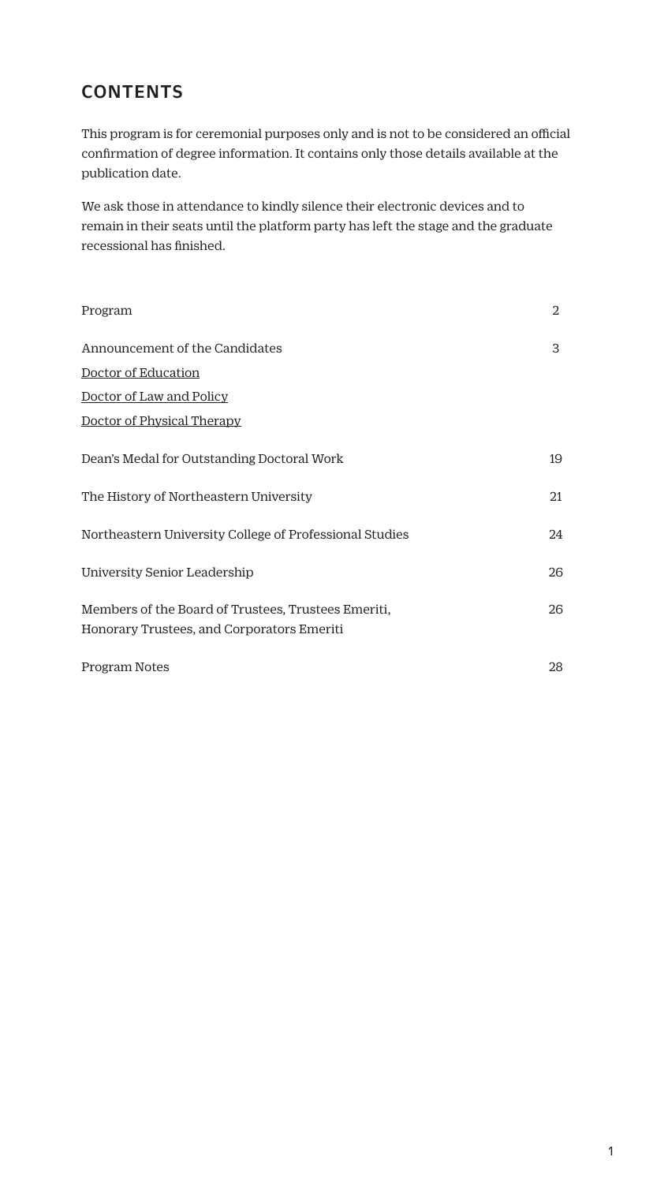## CONTENTS

This program is for ceremonial purposes only and is not to be considered an official confirmation of degree information. It contains only those details available at the publication date.

We ask those in attendance to kindly silence their electronic devices and to remain in their seats until the platform party has left the stage and the graduate recessional has finished.

| | |
|---|---|
| Program | 2 |
| Announcement of the Candidates | 3 |
| Doctor of Education | |
| Doctor of Law and Policy | |
| Doctor of Physical Therapy | |
| Dean's Medal for Outstanding Doctoral Work | 19 |
| The History of Northeastern University | 21 |
| Northeastern University College of Professional Studies | 24 |
| University Senior Leadership | 26 |
| Members of the Board of Trustees, Trustees Emeriti, Honorary Trustees, and Corporators Emeriti | 26 |
| Program Notes | 28 |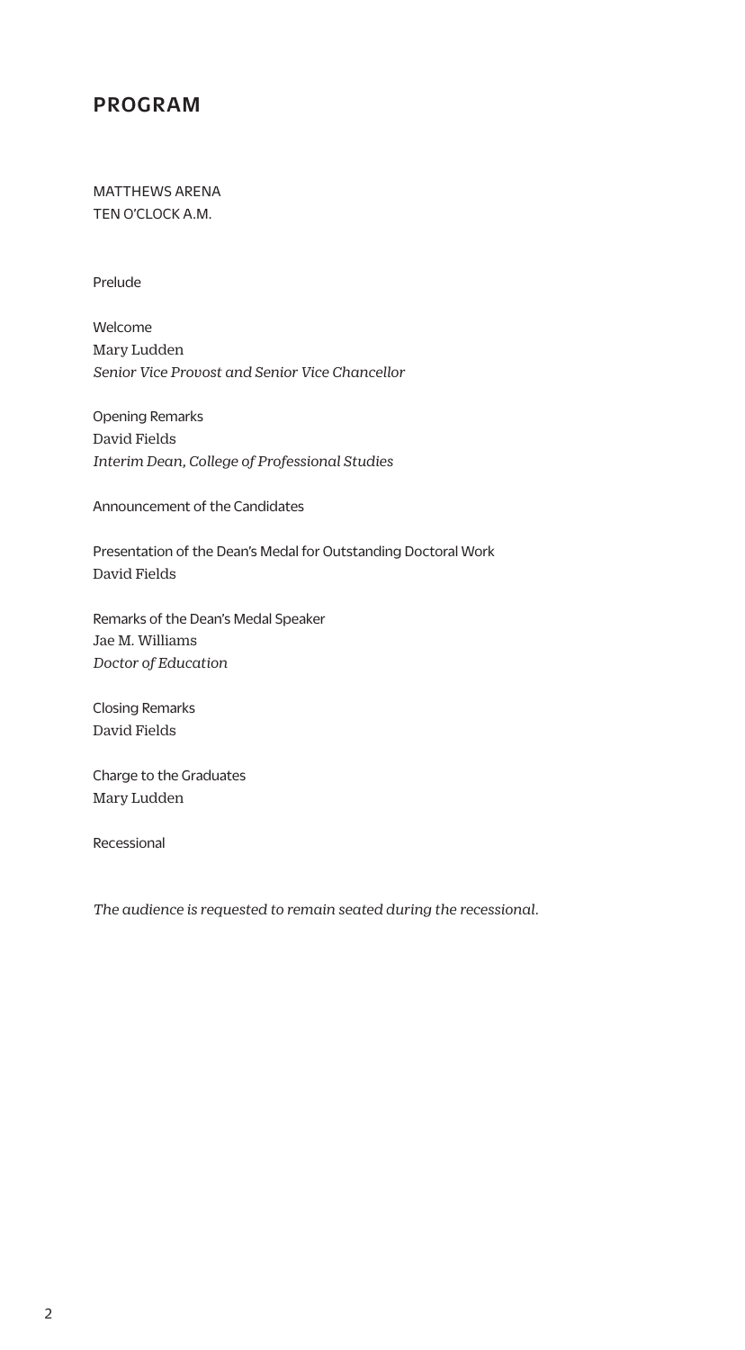## PROGRAM

MATTHEWS ARENA
TEN O'CLOCK A.M.

Prelude

Welcome
Mary Ludden
*Senior Vice Provost and Senior Vice Chancellor*

Opening Remarks
David Fields
*Interim Dean, College of Professional Studies*

Announcement of the Candidates

Presentation of the Dean's Medal for Outstanding Doctoral Work
David Fields

Remarks of the Dean's Medal Speaker
Jae M. Williams
*Doctor of Education*

Closing Remarks
David Fields

Charge to the Graduates
Mary Ludden

Recessional

*The audience is requested to remain seated during the recessional.*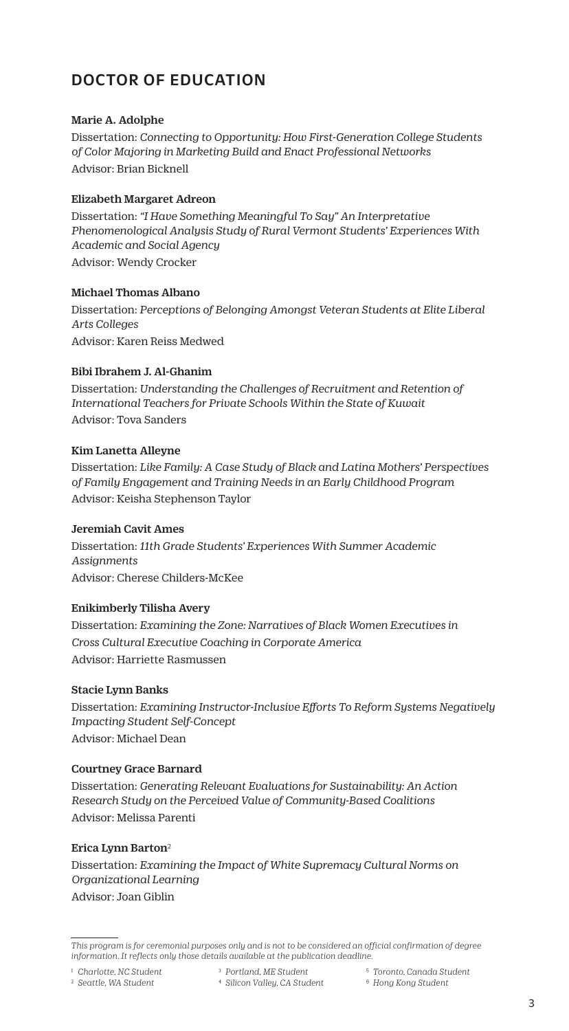## DOCTOR OF EDUCATION

**Marie A. Adolphe**

Dissertation: *Connecting to Opportunity: How First-Generation College Students of Color Majoring in Marketing Build and Enact Professional Networks*

Advisor: Brian Bicknell

**Elizabeth Margaret Adreon**

Dissertation: *"I Have Something Meaningful To Say" An Interpretative Phenomenological Analysis Study of Rural Vermont Students' Experiences With Academic and Social Agency*

Advisor: Wendy Crocker

**Michael Thomas Albano**

Dissertation: *Perceptions of Belonging Amongst Veteran Students at Elite Liberal Arts Colleges*

Advisor: Karen Reiss Medwed

**Bibi Ibrahem J. Al-Ghanim**

Dissertation: *Understanding the Challenges of Recruitment and Retention of International Teachers for Private Schools Within the State of Kuwait*

Advisor: Tova Sanders

**Kim Lanetta Alleyne**

Dissertation: *Like Family: A Case Study of Black and Latina Mothers' Perspectives of Family Engagement and Training Needs in an Early Childhood Program*

Advisor: Keisha Stephenson Taylor

**Jeremiah Cavit Ames**

Dissertation: *11th Grade Students' Experiences With Summer Academic Assignments*

Advisor: Cherese Childers-McKee

**Enikimberly Tilisha Avery**

Dissertation: *Examining the Zone: Narratives of Black Women Executives in Cross Cultural Executive Coaching in Corporate America*

Advisor: Harriette Rasmussen

**Stacie Lynn Banks**

Dissertation: *Examining Instructor-Inclusive Efforts To Reform Systems Negatively Impacting Student Self-Concept*

Advisor: Michael Dean

**Courtney Grace Barnard**

Dissertation: *Generating Relevant Evaluations for Sustainability: An Action Research Study on the Perceived Value of Community-Based Coalitions*

Advisor: Melissa Parenti

**Erica Lynn Barton**[2]

Dissertation: *Examining the Impact of White Supremacy Cultural Norms on Organizational Learning*

Advisor: Joan Giblin

---

*This program is for ceremonial purposes only and is not to be considered an official confirmation of degree information. It reflects only those details available at the publication deadline.*

[1] *Charlotte, NC Student*
[2] *Seattle, WA Student*
[3] *Portland, ME Student*
[4] *Silicon Valley, CA Student*
[5] *Toronto, Canada Student*
[6] *Hong Kong Student*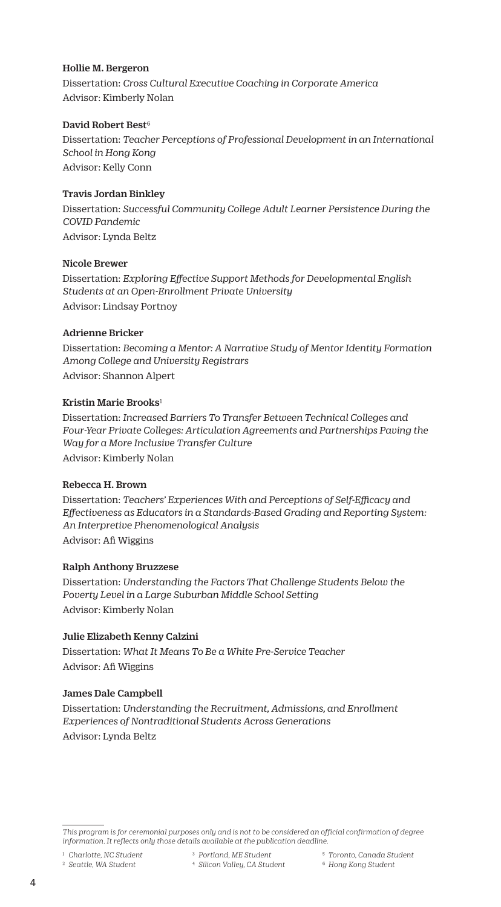**Hollie M. Bergeron**

Dissertation: *Cross Cultural Executive Coaching in Corporate America*
Advisor: Kimberly Nolan

**David Robert Best**[6]

Dissertation: *Teacher Perceptions of Professional Development in an International School in Hong Kong*
Advisor: Kelly Conn

**Travis Jordan Binkley**

Dissertation: *Successful Community College Adult Learner Persistence During the COVID Pandemic*
Advisor: Lynda Beltz

**Nicole Brewer**

Dissertation: *Exploring Effective Support Methods for Developmental English Students at an Open-Enrollment Private University*
Advisor: Lindsay Portnoy

**Adrienne Bricker**

Dissertation: *Becoming a Mentor: A Narrative Study of Mentor Identity Formation Among College and University Registrars*
Advisor: Shannon Alpert

**Kristin Marie Brooks**[1]

Dissertation: *Increased Barriers To Transfer Between Technical Colleges and Four-Year Private Colleges: Articulation Agreements and Partnerships Paving the Way for a More Inclusive Transfer Culture*
Advisor: Kimberly Nolan

**Rebecca H. Brown**

Dissertation: *Teachers' Experiences With and Perceptions of Self-Efficacy and Effectiveness as Educators in a Standards-Based Grading and Reporting System: An Interpretive Phenomenological Analysis*
Advisor: Afi Wiggins

**Ralph Anthony Bruzzese**

Dissertation: *Understanding the Factors That Challenge Students Below the Poverty Level in a Large Suburban Middle School Setting*
Advisor: Kimberly Nolan

**Julie Elizabeth Kenny Calzini**

Dissertation: *What It Means To Be a White Pre-Service Teacher*
Advisor: Afi Wiggins

**James Dale Campbell**

Dissertation: *Understanding the Recruitment, Admissions, and Enrollment Experiences of Nontraditional Students Across Generations*
Advisor: Lynda Beltz

---

*This program is for ceremonial purposes only and is not to be considered an official confirmation of degree information. It reflects only those details available at the publication deadline.*

[1] *Charlotte, NC Student*
[2] *Seattle, WA Student*
[3] *Portland, ME Student*
[4] *Silicon Valley, CA Student*
[5] *Toronto, Canada Student*
[6] *Hong Kong Student*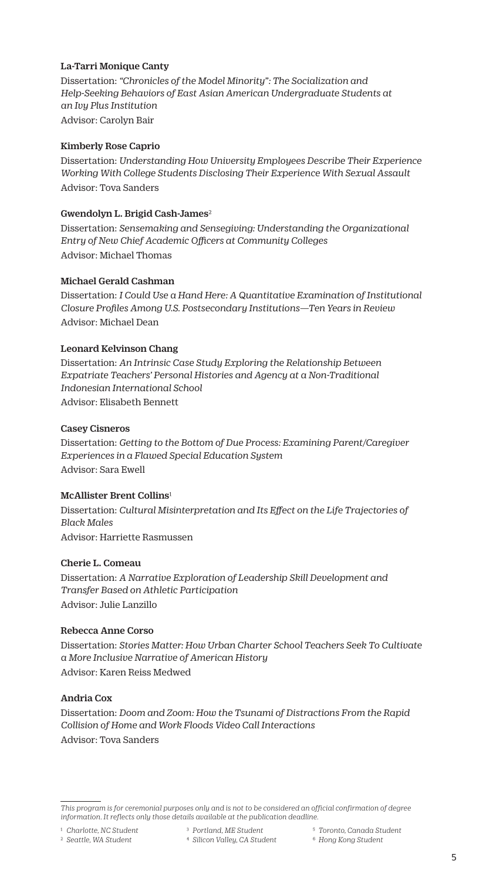**La-Tarri Monique Canty**

Dissertation: *"Chronicles of the Model Minority": The Socialization and Help-Seeking Behaviors of East Asian American Undergraduate Students at an Ivy Plus Institution*

Advisor: Carolyn Bair

**Kimberly Rose Caprio**

Dissertation: *Understanding How University Employees Describe Their Experience Working With College Students Disclosing Their Experience With Sexual Assault*

Advisor: Tova Sanders

**Gwendolyn L. Brigid Cash-James**[2]

Dissertation: *Sensemaking and Sensegiving: Understanding the Organizational Entry of New Chief Academic Officers at Community Colleges*

Advisor: Michael Thomas

**Michael Gerald Cashman**

Dissertation: *I Could Use a Hand Here: A Quantitative Examination of Institutional Closure Profiles Among U.S. Postsecondary Institutions—Ten Years in Review*

Advisor: Michael Dean

**Leonard Kelvinson Chang**

Dissertation: *An Intrinsic Case Study Exploring the Relationship Between Expatriate Teachers' Personal Histories and Agency at a Non-Traditional Indonesian International School*

Advisor: Elisabeth Bennett

**Casey Cisneros**

Dissertation: *Getting to the Bottom of Due Process: Examining Parent/Caregiver Experiences in a Flawed Special Education System*

Advisor: Sara Ewell

**McAllister Brent Collins**[1]

Dissertation: *Cultural Misinterpretation and Its Effect on the Life Trajectories of Black Males*

Advisor: Harriette Rasmussen

**Cherie L. Comeau**

Dissertation: *A Narrative Exploration of Leadership Skill Development and Transfer Based on Athletic Participation*

Advisor: Julie Lanzillo

**Rebecca Anne Corso**

Dissertation: *Stories Matter: How Urban Charter School Teachers Seek To Cultivate a More Inclusive Narrative of American History*

Advisor: Karen Reiss Medwed

**Andria Cox**

Dissertation: *Doom and Zoom: How the Tsunami of Distractions From the Rapid Collision of Home and Work Floods Video Call Interactions*

Advisor: Tova Sanders

---

*This program is for ceremonial purposes only and is not to be considered an official confirmation of degree information. It reflects only those details available at the publication deadline.*

[1] *Charlotte, NC Student*
[2] *Seattle, WA Student*
[3] *Portland, ME Student*
[4] *Silicon Valley, CA Student*
[5] *Toronto, Canada Student*
[6] *Hong Kong Student*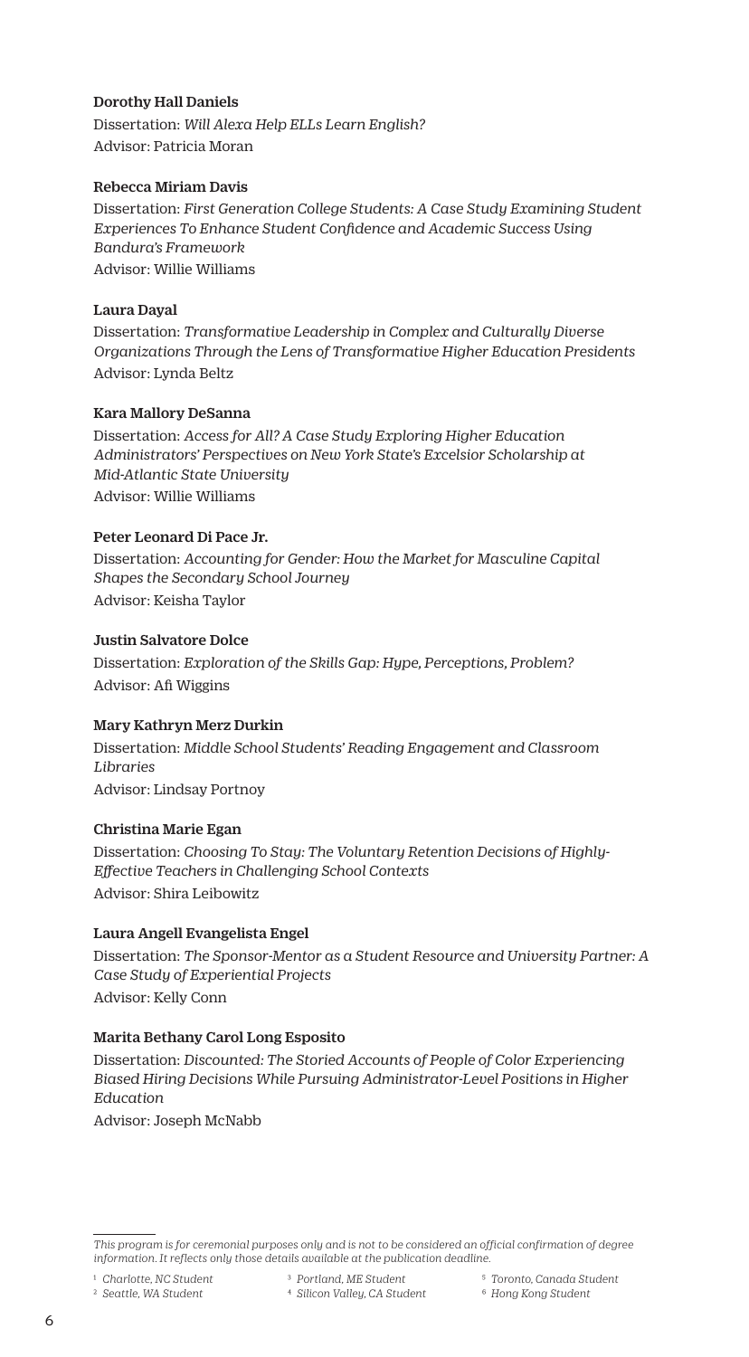**Dorothy Hall Daniels**

Dissertation: *Will Alexa Help ELLs Learn English?*
Advisor: Patricia Moran

**Rebecca Miriam Davis**

Dissertation: *First Generation College Students: A Case Study Examining Student Experiences To Enhance Student Confidence and Academic Success Using Bandura's Framework*
Advisor: Willie Williams

**Laura Dayal**

Dissertation: *Transformative Leadership in Complex and Culturally Diverse Organizations Through the Lens of Transformative Higher Education Presidents*
Advisor: Lynda Beltz

**Kara Mallory DeSanna**

Dissertation: *Access for All? A Case Study Exploring Higher Education Administrators' Perspectives on New York State's Excelsior Scholarship at Mid-Atlantic State University*
Advisor: Willie Williams

**Peter Leonard Di Pace Jr.**

Dissertation: *Accounting for Gender: How the Market for Masculine Capital Shapes the Secondary School Journey*
Advisor: Keisha Taylor

**Justin Salvatore Dolce**

Dissertation: *Exploration of the Skills Gap: Hype, Perceptions, Problem?*
Advisor: Afi Wiggins

**Mary Kathryn Merz Durkin**

Dissertation: *Middle School Students' Reading Engagement and Classroom Libraries*
Advisor: Lindsay Portnoy

**Christina Marie Egan**

Dissertation: *Choosing To Stay: The Voluntary Retention Decisions of Highly-Effective Teachers in Challenging School Contexts*
Advisor: Shira Leibowitz

**Laura Angell Evangelista Engel**

Dissertation: *The Sponsor-Mentor as a Student Resource and University Partner: A Case Study of Experiential Projects*
Advisor: Kelly Conn

**Marita Bethany Carol Long Esposito**

Dissertation: *Discounted: The Storied Accounts of People of Color Experiencing Biased Hiring Decisions While Pursuing Administrator-Level Positions in Higher Education*
Advisor: Joseph McNabb

---

*This program is for ceremonial purposes only and is not to be considered an official confirmation of degree information. It reflects only those details available at the publication deadline.*

[1] *Charlotte, NC Student*
[2] *Seattle, WA Student*
[3] *Portland, ME Student*
[4] *Silicon Valley, CA Student*
[5] *Toronto, Canada Student*
[6] *Hong Kong Student*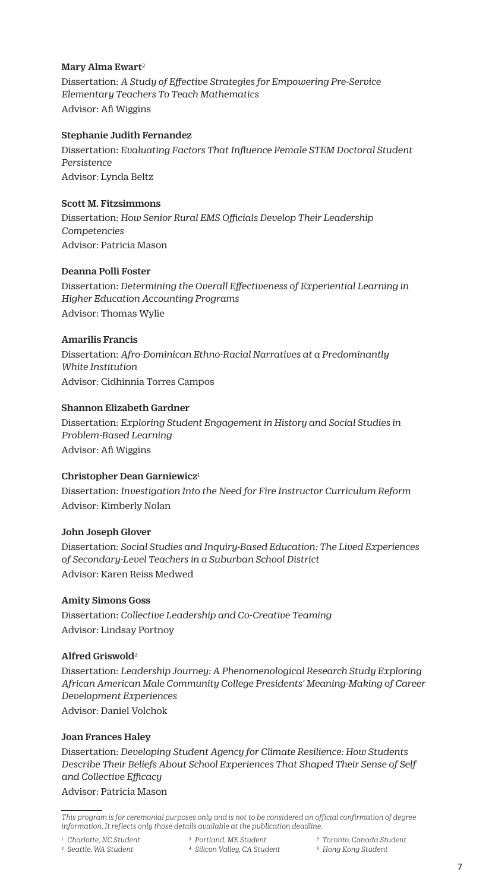**Mary Alma Ewart**[2]

Dissertation: *A Study of Effective Strategies for Empowering Pre-Service Elementary Teachers To Teach Mathematics*

Advisor: Afi Wiggins

**Stephanie Judith Fernandez**

Dissertation: *Evaluating Factors That Influence Female STEM Doctoral Student Persistence*

Advisor: Lynda Beltz

**Scott M. Fitzsimmons**

Dissertation: *How Senior Rural EMS Officials Develop Their Leadership Competencies*

Advisor: Patricia Mason

**Deanna Polli Foster**

Dissertation: *Determining the Overall Effectiveness of Experiential Learning in Higher Education Accounting Programs*

Advisor: Thomas Wylie

**Amarilis Francis**

Dissertation: *Afro-Dominican Ethno-Racial Narratives at a Predominantly White Institution*

Advisor: Cidhinnia Torres Campos

**Shannon Elizabeth Gardner**

Dissertation: *Exploring Student Engagement in History and Social Studies in Problem-Based Learning*

Advisor: Afi Wiggins

**Christopher Dean Garniewicz**[1]

Dissertation: *Investigation Into the Need for Fire Instructor Curriculum Reform*

Advisor: Kimberly Nolan

**John Joseph Glover**

Dissertation: *Social Studies and Inquiry-Based Education: The Lived Experiences of Secondary-Level Teachers in a Suburban School District*

Advisor: Karen Reiss Medwed

**Amity Simons Goss**

Dissertation: *Collective Leadership and Co-Creative Teaming*

Advisor: Lindsay Portnoy

**Alfred Griswold**[2]

Dissertation: *Leadership Journey: A Phenomenological Research Study Exploring African American Male Community College Presidents' Meaning-Making of Career Development Experiences*

Advisor: Daniel Volchok

**Joan Frances Haley**

Dissertation: *Developing Student Agency for Climate Resilience: How Students Describe Their Beliefs About School Experiences That Shaped Their Sense of Self and Collective Efficacy*

Advisor: Patricia Mason

---

*This program is for ceremonial purposes only and is not to be considered an official confirmation of degree information. It reflects only those details available at the publication deadline.*

[1] *Charlotte, NC Student*
[2] *Seattle, WA Student*
[3] *Portland, ME Student*
[4] *Silicon Valley, CA Student*
[5] *Toronto, Canada Student*
[6] *Hong Kong Student*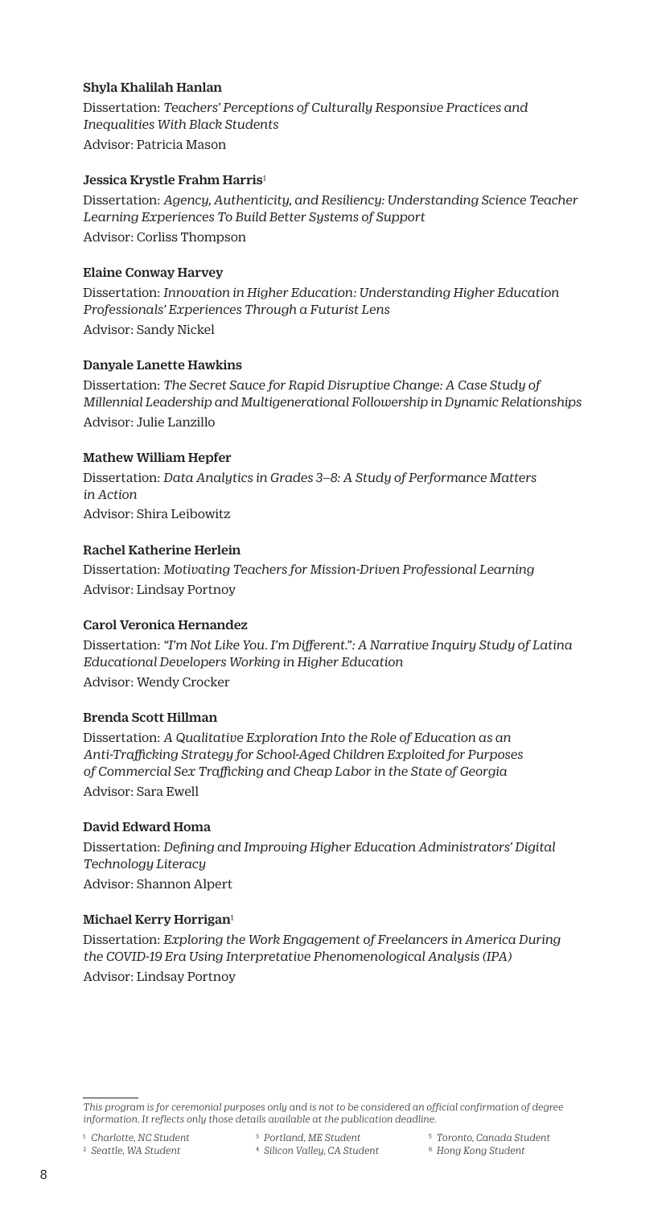**Shyla Khalilah Hanlan**

Dissertation: *Teachers' Perceptions of Culturally Responsive Practices and Inequalities With Black Students*
Advisor: Patricia Mason

**Jessica Krystle Frahm Harris**[1]

Dissertation: *Agency, Authenticity, and Resiliency: Understanding Science Teacher Learning Experiences To Build Better Systems of Support*
Advisor: Corliss Thompson

**Elaine Conway Harvey**

Dissertation: *Innovation in Higher Education: Understanding Higher Education Professionals' Experiences Through a Futurist Lens*
Advisor: Sandy Nickel

**Danyale Lanette Hawkins**

Dissertation: *The Secret Sauce for Rapid Disruptive Change: A Case Study of Millennial Leadership and Multigenerational Followership in Dynamic Relationships*
Advisor: Julie Lanzillo

**Mathew William Hepfer**

Dissertation: *Data Analytics in Grades 3–8: A Study of Performance Matters in Action*
Advisor: Shira Leibowitz

**Rachel Katherine Herlein**

Dissertation: *Motivating Teachers for Mission-Driven Professional Learning*
Advisor: Lindsay Portnoy

**Carol Veronica Hernandez**

Dissertation: *"I'm Not Like You. I'm Different.": A Narrative Inquiry Study of Latina Educational Developers Working in Higher Education*
Advisor: Wendy Crocker

**Brenda Scott Hillman**

Dissertation: *A Qualitative Exploration Into the Role of Education as an Anti-Trafficking Strategy for School-Aged Children Exploited for Purposes of Commercial Sex Trafficking and Cheap Labor in the State of Georgia*
Advisor: Sara Ewell

**David Edward Homa**

Dissertation: *Defining and Improving Higher Education Administrators' Digital Technology Literacy*
Advisor: Shannon Alpert

**Michael Kerry Horrigan**[1]

Dissertation: *Exploring the Work Engagement of Freelancers in America During the COVID-19 Era Using Interpretative Phenomenological Analysis (IPA)*
Advisor: Lindsay Portnoy

---

*This program is for ceremonial purposes only and is not to be considered an official confirmation of degree information. It reflects only those details available at the publication deadline.*

[1] *Charlotte, NC Student*
[2] *Seattle, WA Student*
[3] *Portland, ME Student*
[4] *Silicon Valley, CA Student*
[5] *Toronto, Canada Student*
[6] *Hong Kong Student*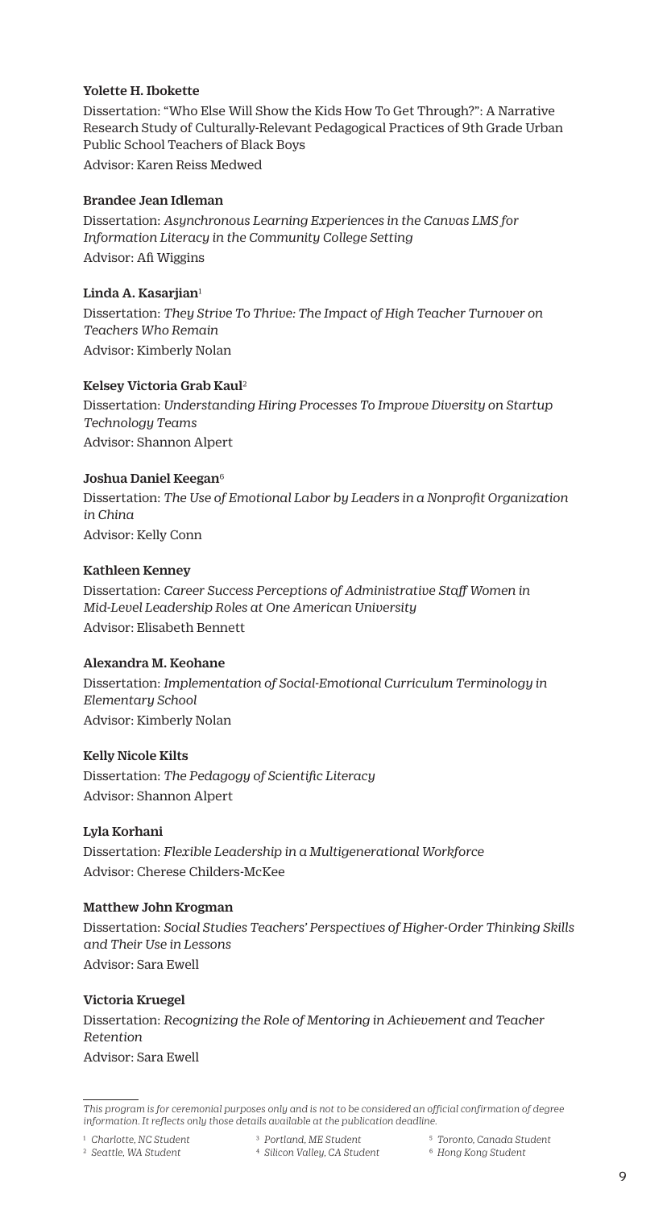**Yolette H. Ibokette**

Dissertation: "Who Else Will Show the Kids How To Get Through?": A Narrative Research Study of Culturally-Relevant Pedagogical Practices of 9th Grade Urban Public School Teachers of Black Boys

Advisor: Karen Reiss Medwed

**Brandee Jean Idleman**

Dissertation: *Asynchronous Learning Experiences in the Canvas LMS for Information Literacy in the Community College Setting*

Advisor: Afi Wiggins

**Linda A. Kasarjian**[1]

Dissertation: *They Strive To Thrive: The Impact of High Teacher Turnover on Teachers Who Remain*

Advisor: Kimberly Nolan

**Kelsey Victoria Grab Kaul**[2]

Dissertation: *Understanding Hiring Processes To Improve Diversity on Startup Technology Teams*

Advisor: Shannon Alpert

**Joshua Daniel Keegan**[6]

Dissertation: *The Use of Emotional Labor by Leaders in a Nonprofit Organization in China*

Advisor: Kelly Conn

**Kathleen Kenney**

Dissertation: *Career Success Perceptions of Administrative Staff Women in Mid-Level Leadership Roles at One American University*

Advisor: Elisabeth Bennett

**Alexandra M. Keohane**

Dissertation: *Implementation of Social-Emotional Curriculum Terminology in Elementary School*

Advisor: Kimberly Nolan

**Kelly Nicole Kilts**

Dissertation: *The Pedagogy of Scientific Literacy*

Advisor: Shannon Alpert

**Lyla Korhani**

Dissertation: *Flexible Leadership in a Multigenerational Workforce*

Advisor: Cherese Childers-McKee

**Matthew John Krogman**

Dissertation: *Social Studies Teachers' Perspectives of Higher-Order Thinking Skills and Their Use in Lessons*

Advisor: Sara Ewell

**Victoria Kruegel**

Dissertation: *Recognizing the Role of Mentoring in Achievement and Teacher Retention*

Advisor: Sara Ewell

---

*This program is for ceremonial purposes only and is not to be considered an official confirmation of degree information. It reflects only those details available at the publication deadline.*

[1] *Charlotte, NC Student*
[2] *Seattle, WA Student*
[3] *Portland, ME Student*
[4] *Silicon Valley, CA Student*
[5] *Toronto, Canada Student*
[6] *Hong Kong Student*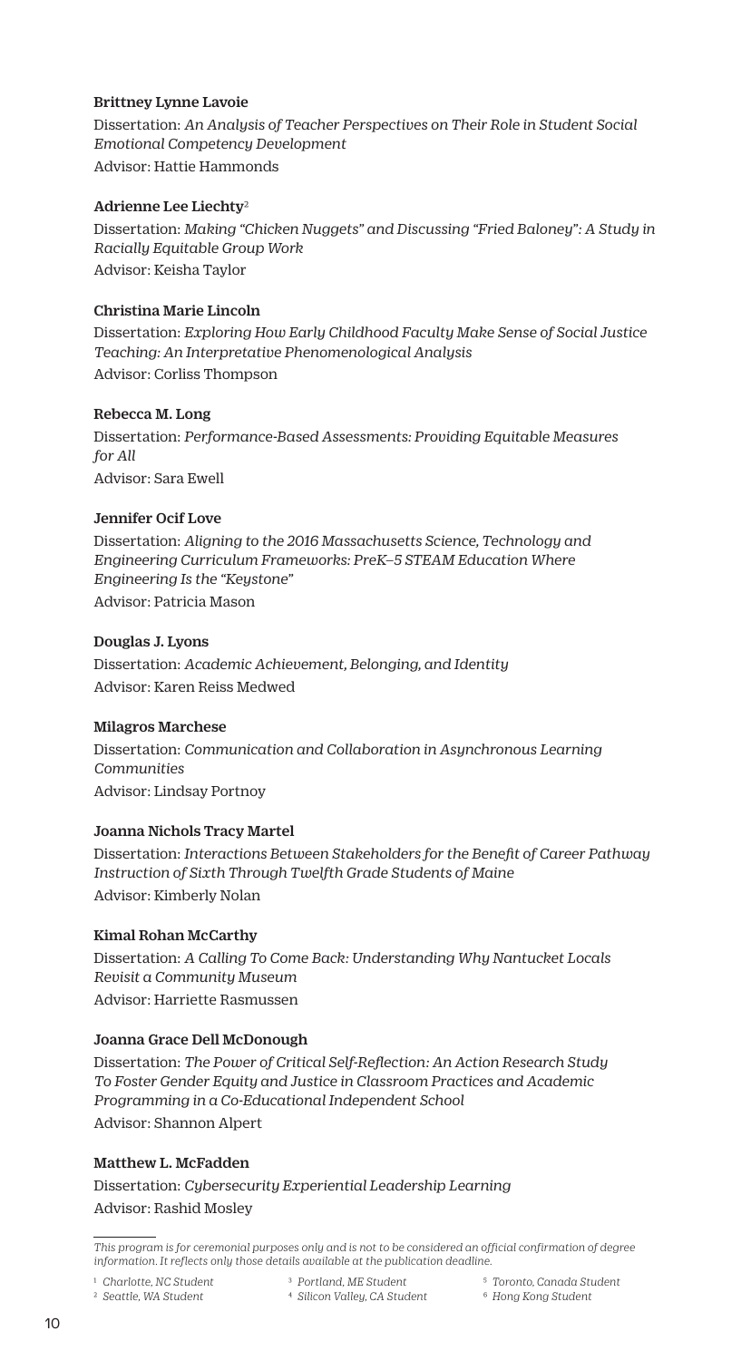**Brittney Lynne Lavoie**

Dissertation: *An Analysis of Teacher Perspectives on Their Role in Student Social Emotional Competency Development*

Advisor: Hattie Hammonds

**Adrienne Lee Liechty**[2]

Dissertation: *Making "Chicken Nuggets" and Discussing "Fried Baloney": A Study in Racially Equitable Group Work*

Advisor: Keisha Taylor

**Christina Marie Lincoln**

Dissertation: *Exploring How Early Childhood Faculty Make Sense of Social Justice Teaching: An Interpretative Phenomenological Analysis*

Advisor: Corliss Thompson

**Rebecca M. Long**

Dissertation: *Performance-Based Assessments: Providing Equitable Measures for All*

Advisor: Sara Ewell

**Jennifer Ocif Love**

Dissertation: *Aligning to the 2016 Massachusetts Science, Technology and Engineering Curriculum Frameworks: PreK–5 STEAM Education Where Engineering Is the "Keystone"*

Advisor: Patricia Mason

**Douglas J. Lyons**

Dissertation: *Academic Achievement, Belonging, and Identity*

Advisor: Karen Reiss Medwed

**Milagros Marchese**

Dissertation: *Communication and Collaboration in Asynchronous Learning Communities*

Advisor: Lindsay Portnoy

**Joanna Nichols Tracy Martel**

Dissertation: *Interactions Between Stakeholders for the Benefit of Career Pathway Instruction of Sixth Through Twelfth Grade Students of Maine*

Advisor: Kimberly Nolan

**Kimal Rohan McCarthy**

Dissertation: *A Calling To Come Back: Understanding Why Nantucket Locals Revisit a Community Museum*

Advisor: Harriette Rasmussen

**Joanna Grace Dell McDonough**

Dissertation: *The Power of Critical Self-Reflection: An Action Research Study To Foster Gender Equity and Justice in Classroom Practices and Academic Programming in a Co-Educational Independent School*

Advisor: Shannon Alpert

**Matthew L. McFadden**

Dissertation: *Cybersecurity Experiential Leadership Learning*

Advisor: Rashid Mosley

*This program is for ceremonial purposes only and is not to be considered an official confirmation of degree information. It reflects only those details available at the publication deadline.*

[1] *Charlotte, NC Student*
[2] *Seattle, WA Student*
[3] *Portland, ME Student*
[4] *Silicon Valley, CA Student*
[5] *Toronto, Canada Student*
[6] *Hong Kong Student*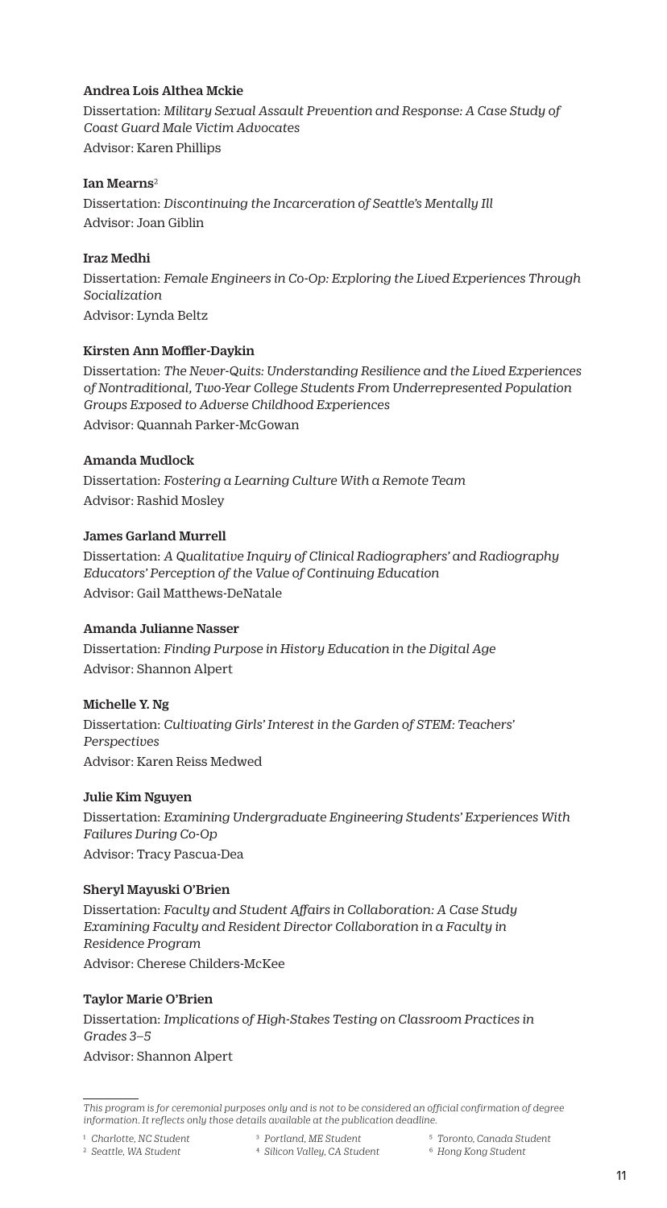**Andrea Lois Althea Mckie**

Dissertation: *Military Sexual Assault Prevention and Response: A Case Study of Coast Guard Male Victim Advocates*

Advisor: Karen Phillips

**Ian Mearns**[2]

Dissertation: *Discontinuing the Incarceration of Seattle's Mentally Ill*

Advisor: Joan Giblin

**Iraz Medhi**

Dissertation: *Female Engineers in Co-Op: Exploring the Lived Experiences Through Socialization*

Advisor: Lynda Beltz

**Kirsten Ann Moffler-Daykin**

Dissertation: *The Never-Quits: Understanding Resilience and the Lived Experiences of Nontraditional, Two-Year College Students From Underrepresented Population Groups Exposed to Adverse Childhood Experiences*

Advisor: Quannah Parker-McGowan

**Amanda Mudlock**

Dissertation: *Fostering a Learning Culture With a Remote Team*

Advisor: Rashid Mosley

**James Garland Murrell**

Dissertation: *A Qualitative Inquiry of Clinical Radiographers' and Radiography Educators' Perception of the Value of Continuing Education*

Advisor: Gail Matthews-DeNatale

**Amanda Julianne Nasser**

Dissertation: *Finding Purpose in History Education in the Digital Age*

Advisor: Shannon Alpert

**Michelle Y. Ng**

Dissertation: *Cultivating Girls' Interest in the Garden of STEM: Teachers' Perspectives*

Advisor: Karen Reiss Medwed

**Julie Kim Nguyen**

Dissertation: *Examining Undergraduate Engineering Students' Experiences With Failures During Co-Op*

Advisor: Tracy Pascua-Dea

**Sheryl Mayuski O'Brien**

Dissertation: *Faculty and Student Affairs in Collaboration: A Case Study Examining Faculty and Resident Director Collaboration in a Faculty in Residence Program*

Advisor: Cherese Childers-McKee

**Taylor Marie O'Brien**

Dissertation: *Implications of High-Stakes Testing on Classroom Practices in Grades 3–5*

Advisor: Shannon Alpert

---

*This program is for ceremonial purposes only and is not to be considered an official confirmation of degree information. It reflects only those details available at the publication deadline.*

[1] *Charlotte, NC Student*
[2] *Seattle, WA Student*
[3] *Portland, ME Student*
[4] *Silicon Valley, CA Student*
[5] *Toronto, Canada Student*
[6] *Hong Kong Student*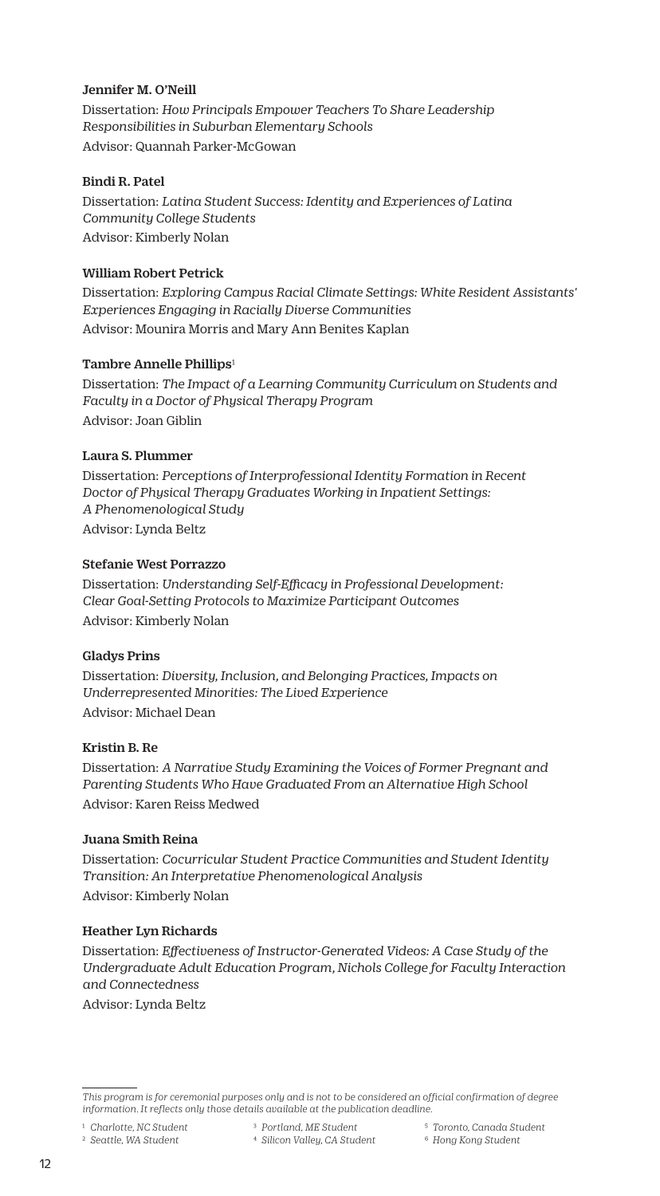**Jennifer M. O'Neill**

Dissertation: *How Principals Empower Teachers To Share Leadership Responsibilities in Suburban Elementary Schools*

Advisor: Quannah Parker-McGowan

**Bindi R. Patel**

Dissertation: *Latina Student Success: Identity and Experiences of Latina Community College Students*

Advisor: Kimberly Nolan

**William Robert Petrick**

Dissertation: *Exploring Campus Racial Climate Settings: White Resident Assistants' Experiences Engaging in Racially Diverse Communities*

Advisor: Mounira Morris and Mary Ann Benites Kaplan

**Tambre Annelle Phillips**[1]

Dissertation: *The Impact of a Learning Community Curriculum on Students and Faculty in a Doctor of Physical Therapy Program*

Advisor: Joan Giblin

**Laura S. Plummer**

Dissertation: *Perceptions of Interprofessional Identity Formation in Recent Doctor of Physical Therapy Graduates Working in Inpatient Settings: A Phenomenological Study*

Advisor: Lynda Beltz

**Stefanie West Porrazzo**

Dissertation: *Understanding Self-Efficacy in Professional Development: Clear Goal-Setting Protocols to Maximize Participant Outcomes*

Advisor: Kimberly Nolan

**Gladys Prins**

Dissertation: *Diversity, Inclusion, and Belonging Practices, Impacts on Underrepresented Minorities: The Lived Experience*

Advisor: Michael Dean

**Kristin B. Re**

Dissertation: *A Narrative Study Examining the Voices of Former Pregnant and Parenting Students Who Have Graduated From an Alternative High School*

Advisor: Karen Reiss Medwed

**Juana Smith Reina**

Dissertation: *Cocurricular Student Practice Communities and Student Identity Transition: An Interpretative Phenomenological Analysis*

Advisor: Kimberly Nolan

**Heather Lyn Richards**

Dissertation: *Effectiveness of Instructor-Generated Videos: A Case Study of the Undergraduate Adult Education Program, Nichols College for Faculty Interaction and Connectedness*

Advisor: Lynda Beltz

---

*This program is for ceremonial purposes only and is not to be considered an official confirmation of degree information. It reflects only those details available at the publication deadline.*

[1] *Charlotte, NC Student*
[2] *Seattle, WA Student*
[3] *Portland, ME Student*
[4] *Silicon Valley, CA Student*
[5] *Toronto, Canada Student*
[6] *Hong Kong Student*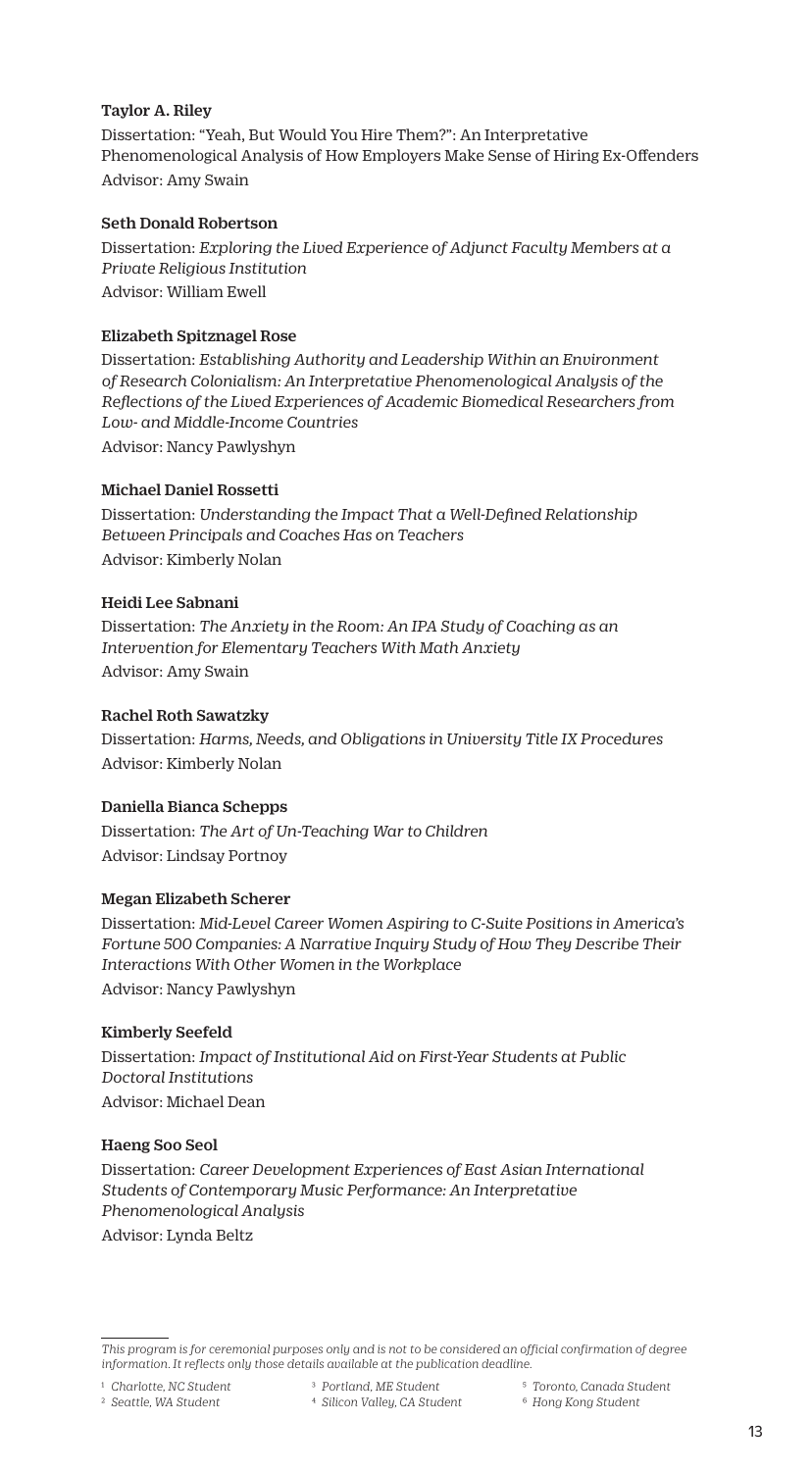**Taylor A. Riley**

Dissertation: "Yeah, But Would You Hire Them?": An Interpretative Phenomenological Analysis of How Employers Make Sense of Hiring Ex-Offenders

Advisor: Amy Swain

**Seth Donald Robertson**

Dissertation: *Exploring the Lived Experience of Adjunct Faculty Members at a Private Religious Institution*

Advisor: William Ewell

**Elizabeth Spitznagel Rose**

Dissertation: *Establishing Authority and Leadership Within an Environment of Research Colonialism: An Interpretative Phenomenological Analysis of the Reflections of the Lived Experiences of Academic Biomedical Researchers from Low- and Middle-Income Countries*

Advisor: Nancy Pawlyshyn

**Michael Daniel Rossetti**

Dissertation: *Understanding the Impact That a Well-Defined Relationship Between Principals and Coaches Has on Teachers*

Advisor: Kimberly Nolan

**Heidi Lee Sabnani**

Dissertation: *The Anxiety in the Room: An IPA Study of Coaching as an Intervention for Elementary Teachers With Math Anxiety*

Advisor: Amy Swain

**Rachel Roth Sawatzky**

Dissertation: *Harms, Needs, and Obligations in University Title IX Procedures*

Advisor: Kimberly Nolan

**Daniella Bianca Schepps**

Dissertation: *The Art of Un-Teaching War to Children*

Advisor: Lindsay Portnoy

**Megan Elizabeth Scherer**

Dissertation: *Mid-Level Career Women Aspiring to C-Suite Positions in America's Fortune 500 Companies: A Narrative Inquiry Study of How They Describe Their Interactions With Other Women in the Workplace*

Advisor: Nancy Pawlyshyn

**Kimberly Seefeld**

Dissertation: *Impact of Institutional Aid on First-Year Students at Public Doctoral Institutions*

Advisor: Michael Dean

**Haeng Soo Seol**

Dissertation: *Career Development Experiences of East Asian International Students of Contemporary Music Performance: An Interpretative Phenomenological Analysis*

Advisor: Lynda Beltz

---

*This program is for ceremonial purposes only and is not to be considered an official confirmation of degree information. It reflects only those details available at the publication deadline.*

[1] *Charlotte, NC Student*
[2] *Seattle, WA Student*
[3] *Portland, ME Student*
[4] *Silicon Valley, CA Student*
[5] *Toronto, Canada Student*
[6] *Hong Kong Student*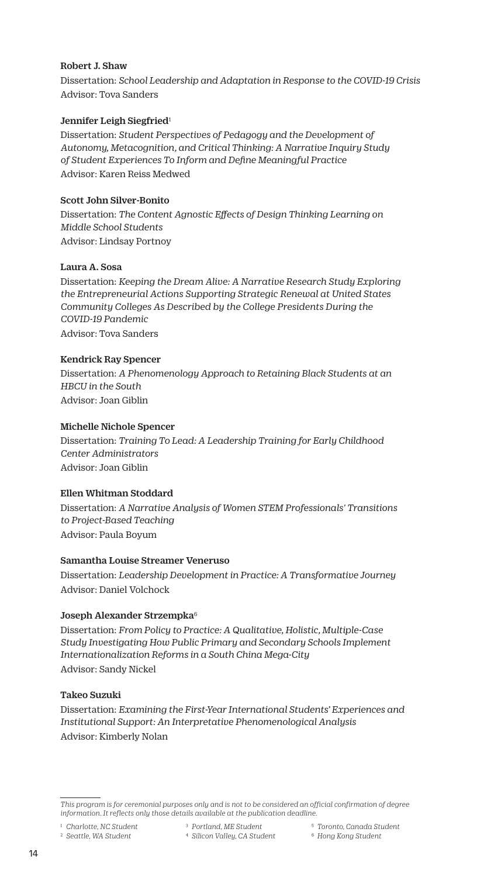**Robert J. Shaw**

Dissertation: *School Leadership and Adaptation in Response to the COVID-19 Crisis*
Advisor: Tova Sanders

**Jennifer Leigh Siegfried**[1]

Dissertation: *Student Perspectives of Pedagogy and the Development of Autonomy, Metacognition, and Critical Thinking: A Narrative Inquiry Study of Student Experiences To Inform and Define Meaningful Practice*
Advisor: Karen Reiss Medwed

**Scott John Silver-Bonito**

Dissertation: *The Content Agnostic Effects of Design Thinking Learning on Middle School Students*
Advisor: Lindsay Portnoy

**Laura A. Sosa**

Dissertation: *Keeping the Dream Alive: A Narrative Research Study Exploring the Entrepreneurial Actions Supporting Strategic Renewal at United States Community Colleges As Described by the College Presidents During the COVID-19 Pandemic*
Advisor: Tova Sanders

**Kendrick Ray Spencer**

Dissertation: *A Phenomenology Approach to Retaining Black Students at an HBCU in the South*
Advisor: Joan Giblin

**Michelle Nichole Spencer**

Dissertation: *Training To Lead: A Leadership Training for Early Childhood Center Administrators*
Advisor: Joan Giblin

**Ellen Whitman Stoddard**

Dissertation: *A Narrative Analysis of Women STEM Professionals' Transitions to Project-Based Teaching*
Advisor: Paula Boyum

**Samantha Louise Streamer Veneruso**

Dissertation: *Leadership Development in Practice: A Transformative Journey*
Advisor: Daniel Volchock

**Joseph Alexander Strzempka**[6]

Dissertation: *From Policy to Practice: A Qualitative, Holistic, Multiple-Case Study Investigating How Public Primary and Secondary Schools Implement Internationalization Reforms in a South China Mega-City*
Advisor: Sandy Nickel

**Takeo Suzuki**

Dissertation: *Examining the First-Year International Students' Experiences and Institutional Support: An Interpretative Phenomenological Analysis*
Advisor: Kimberly Nolan

---

*This program is for ceremonial purposes only and is not to be considered an official confirmation of degree information. It reflects only those details available at the publication deadline.*

[1] *Charlotte, NC Student*
[2] *Seattle, WA Student*
[3] *Portland, ME Student*
[4] *Silicon Valley, CA Student*
[5] *Toronto, Canada Student*
[6] *Hong Kong Student*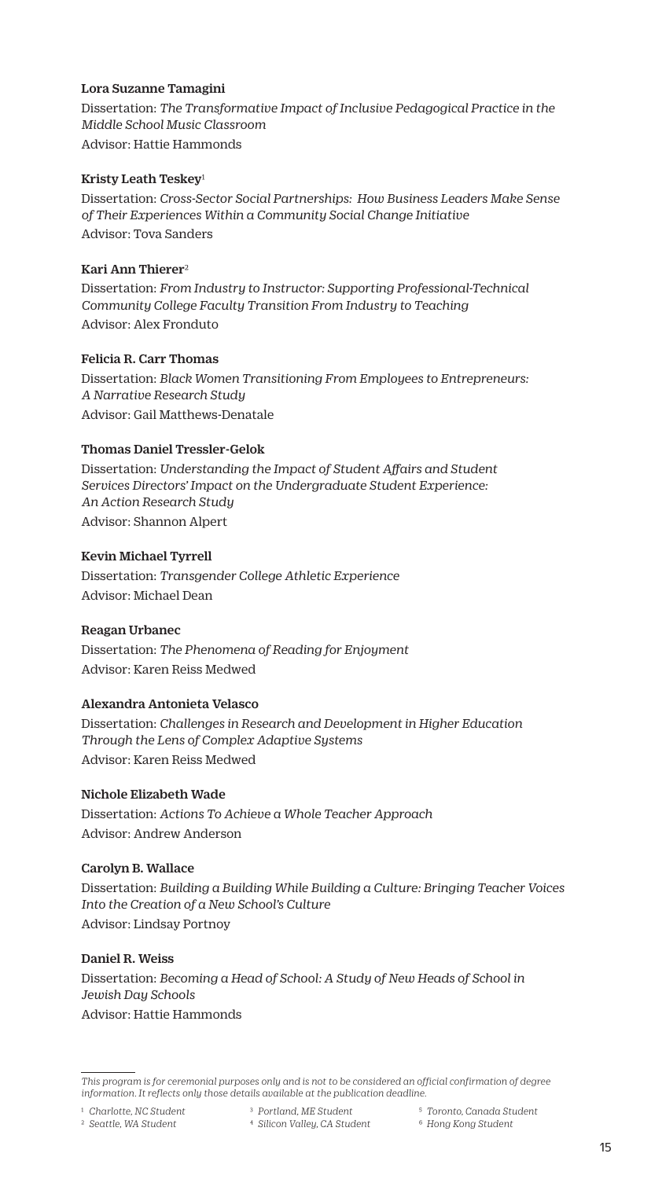**Lora Suzanne Tamagini**

Dissertation: *The Transformative Impact of Inclusive Pedagogical Practice in the Middle School Music Classroom*
Advisor: Hattie Hammonds

**Kristy Leath Teskey**[1]

Dissertation: *Cross-Sector Social Partnerships: How Business Leaders Make Sense of Their Experiences Within a Community Social Change Initiative*
Advisor: Tova Sanders

**Kari Ann Thierer**[2]

Dissertation: *From Industry to Instructor: Supporting Professional-Technical Community College Faculty Transition From Industry to Teaching*
Advisor: Alex Fronduto

**Felicia R. Carr Thomas**

Dissertation: *Black Women Transitioning From Employees to Entrepreneurs: A Narrative Research Study*
Advisor: Gail Matthews-Denatale

**Thomas Daniel Tressler-Gelok**

Dissertation: *Understanding the Impact of Student Affairs and Student Services Directors' Impact on the Undergraduate Student Experience: An Action Research Study*
Advisor: Shannon Alpert

**Kevin Michael Tyrrell**

Dissertation: *Transgender College Athletic Experience*
Advisor: Michael Dean

**Reagan Urbanec**

Dissertation: *The Phenomena of Reading for Enjoyment*
Advisor: Karen Reiss Medwed

**Alexandra Antonieta Velasco**

Dissertation: *Challenges in Research and Development in Higher Education Through the Lens of Complex Adaptive Systems*
Advisor: Karen Reiss Medwed

**Nichole Elizabeth Wade**

Dissertation: *Actions To Achieve a Whole Teacher Approach*
Advisor: Andrew Anderson

**Carolyn B. Wallace**

Dissertation: *Building a Building While Building a Culture: Bringing Teacher Voices Into the Creation of a New School's Culture*
Advisor: Lindsay Portnoy

**Daniel R. Weiss**

Dissertation: *Becoming a Head of School: A Study of New Heads of School in Jewish Day Schools*
Advisor: Hattie Hammonds

---

*This program is for ceremonial purposes only and is not to be considered an official confirmation of degree information. It reflects only those details available at the publication deadline.*

[1] *Charlotte, NC Student*
[2] *Seattle, WA Student*
[3] *Portland, ME Student*
[4] *Silicon Valley, CA Student*
[5] *Toronto, Canada Student*
[6] *Hong Kong Student*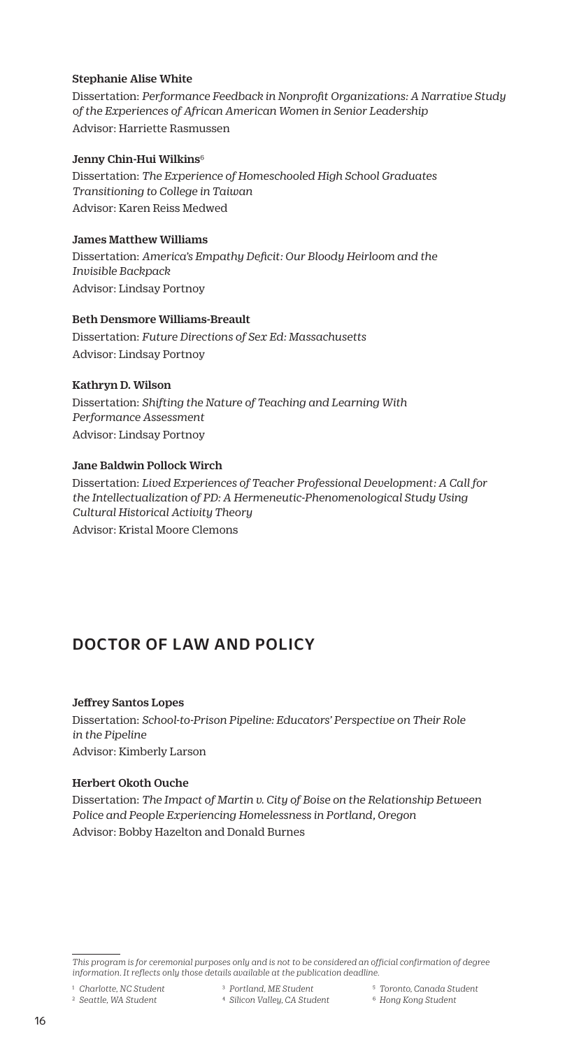**Stephanie Alise White**

Dissertation: *Performance Feedback in Nonprofit Organizations: A Narrative Study of the Experiences of African American Women in Senior Leadership*

Advisor: Harriette Rasmussen

**Jenny Chin-Hui Wilkins**[6]

Dissertation: *The Experience of Homeschooled High School Graduates Transitioning to College in Taiwan*

Advisor: Karen Reiss Medwed

**James Matthew Williams**

Dissertation: *America's Empathy Deficit: Our Bloody Heirloom and the Invisible Backpack*

Advisor: Lindsay Portnoy

**Beth Densmore Williams-Breault**

Dissertation: *Future Directions of Sex Ed: Massachusetts*

Advisor: Lindsay Portnoy

**Kathryn D. Wilson**

Dissertation: *Shifting the Nature of Teaching and Learning With Performance Assessment*

Advisor: Lindsay Portnoy

**Jane Baldwin Pollock Wirch**

Dissertation: *Lived Experiences of Teacher Professional Development: A Call for the Intellectualization of PD: A Hermeneutic-Phenomenological Study Using Cultural Historical Activity Theory*

Advisor: Kristal Moore Clemons

## DOCTOR OF LAW AND POLICY

**Jeffrey Santos Lopes**

Dissertation: *School-to-Prison Pipeline: Educators' Perspective on Their Role in the Pipeline*

Advisor: Kimberly Larson

**Herbert Okoth Ouche**

Dissertation: *The Impact of Martin v. City of Boise on the Relationship Between Police and People Experiencing Homelessness in Portland, Oregon*

Advisor: Bobby Hazelton and Donald Burnes

---

*This program is for ceremonial purposes only and is not to be considered an official confirmation of degree information. It reflects only those details available at the publication deadline.*

[1] *Charlotte, NC Student*
[2] *Seattle, WA Student*
[3] *Portland, ME Student*
[4] *Silicon Valley, CA Student*
[5] *Toronto, Canada Student*
[6] *Hong Kong Student*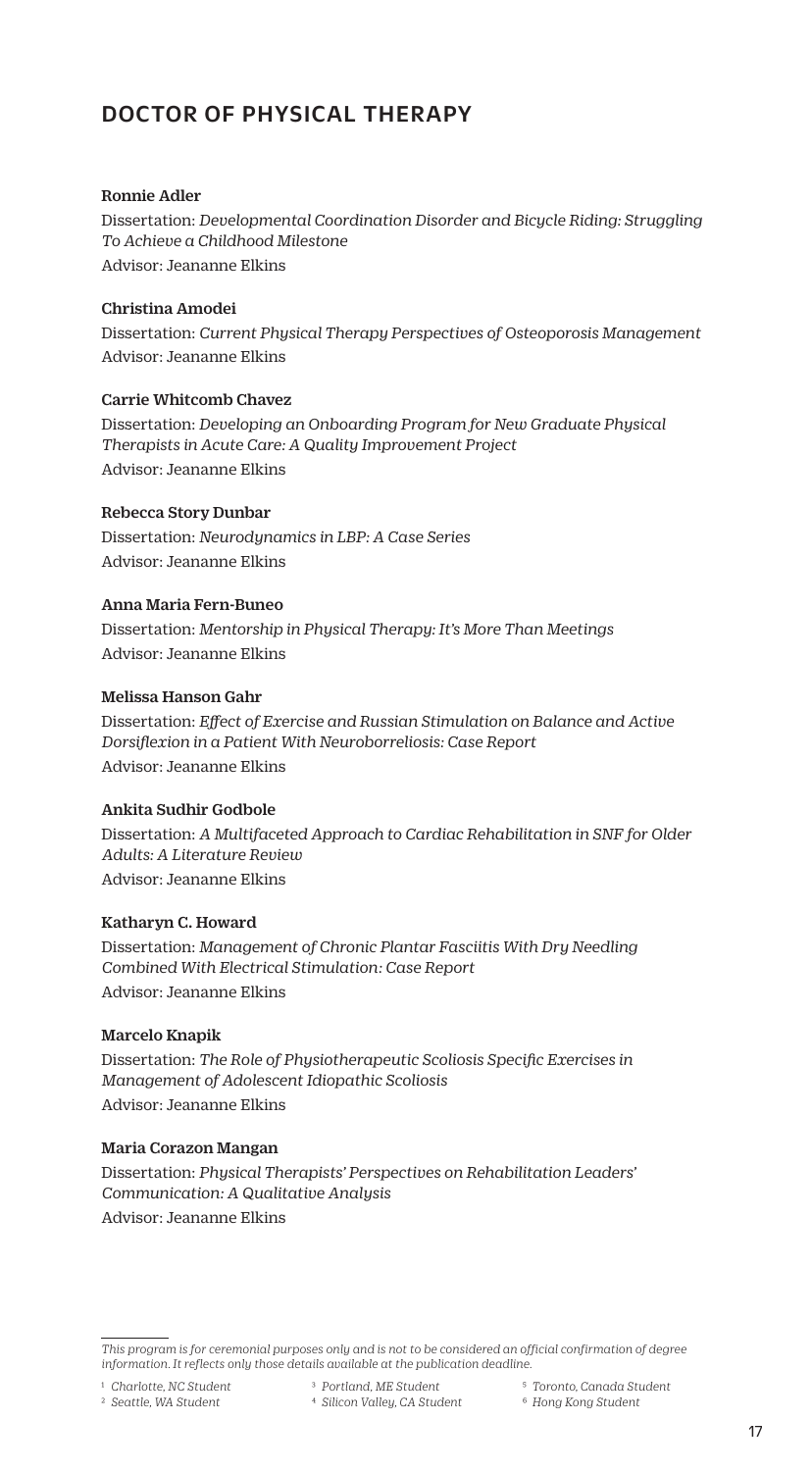## DOCTOR OF PHYSICAL THERAPY

**Ronnie Adler**
Dissertation: *Developmental Coordination Disorder and Bicycle Riding: Struggling To Achieve a Childhood Milestone*
Advisor: Jeananne Elkins

**Christina Amodei**
Dissertation: *Current Physical Therapy Perspectives of Osteoporosis Management*
Advisor: Jeananne Elkins

**Carrie Whitcomb Chavez**
Dissertation: *Developing an Onboarding Program for New Graduate Physical Therapists in Acute Care: A Quality Improvement Project*
Advisor: Jeananne Elkins

**Rebecca Story Dunbar**
Dissertation: *Neurodynamics in LBP: A Case Series*
Advisor: Jeananne Elkins

**Anna Maria Fern-Buneo**
Dissertation: *Mentorship in Physical Therapy: It's More Than Meetings*
Advisor: Jeananne Elkins

**Melissa Hanson Gahr**
Dissertation: *Effect of Exercise and Russian Stimulation on Balance and Active Dorsiflexion in a Patient With Neuroborreliosis: Case Report*
Advisor: Jeananne Elkins

**Ankita Sudhir Godbole**
Dissertation: *A Multifaceted Approach to Cardiac Rehabilitation in SNF for Older Adults: A Literature Review*
Advisor: Jeananne Elkins

**Katharyn C. Howard**
Dissertation: *Management of Chronic Plantar Fasciitis With Dry Needling Combined With Electrical Stimulation: Case Report*
Advisor: Jeananne Elkins

**Marcelo Knapik**
Dissertation: *The Role of Physiotherapeutic Scoliosis Specific Exercises in Management of Adolescent Idiopathic Scoliosis*
Advisor: Jeananne Elkins

**Maria Corazon Mangan**
Dissertation: *Physical Therapists' Perspectives on Rehabilitation Leaders' Communication: A Qualitative Analysis*
Advisor: Jeananne Elkins

---

*This program is for ceremonial purposes only and is not to be considered an official confirmation of degree information. It reflects only those details available at the publication deadline.*

[1] *Charlotte, NC Student*
[2] *Seattle, WA Student*
[3] *Portland, ME Student*
[4] *Silicon Valley, CA Student*
[5] *Toronto, Canada Student*
[6] *Hong Kong Student*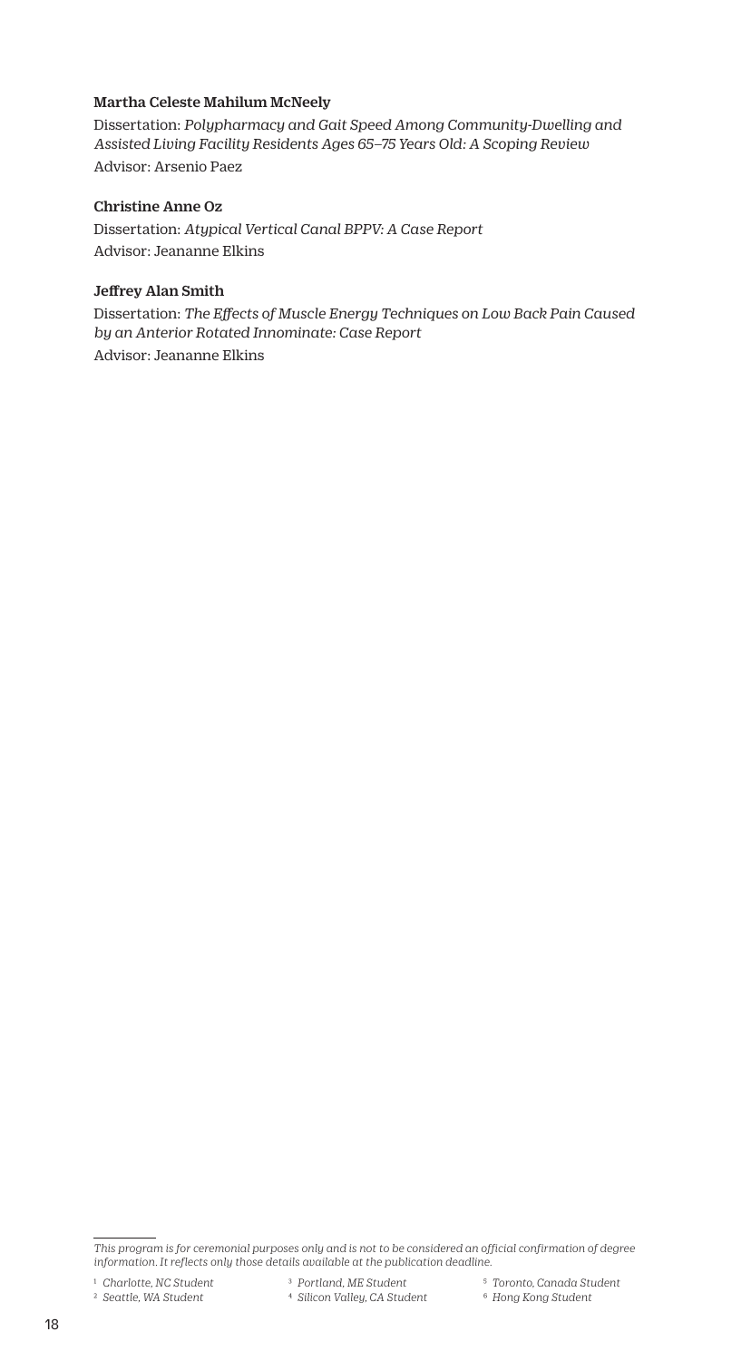**Martha Celeste Mahilum McNeely**

Dissertation: *Polypharmacy and Gait Speed Among Community-Dwelling and Assisted Living Facility Residents Ages 65–75 Years Old: A Scoping Review*

Advisor: Arsenio Paez

**Christine Anne Oz**

Dissertation: *Atypical Vertical Canal BPPV: A Case Report*

Advisor: Jeananne Elkins

**Jeffrey Alan Smith**

Dissertation: *The Effects of Muscle Energy Techniques on Low Back Pain Caused by an Anterior Rotated Innominate: Case Report*

Advisor: Jeananne Elkins

---

*This program is for ceremonial purposes only and is not to be considered an official confirmation of degree information. It reflects only those details available at the publication deadline.*

[1] *Charlotte, NC Student*
[2] *Seattle, WA Student*
[3] *Portland, ME Student*
[4] *Silicon Valley, CA Student*
[5] *Toronto, Canada Student*
[6] *Hong Kong Student*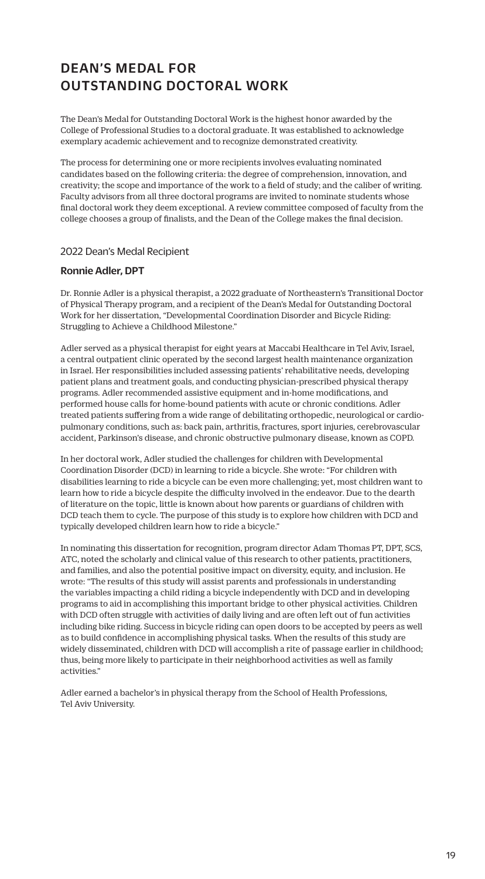# DEAN'S MEDAL FOR OUTSTANDING DOCTORAL WORK

The Dean's Medal for Outstanding Doctoral Work is the highest honor awarded by the College of Professional Studies to a doctoral graduate. It was established to acknowledge exemplary academic achievement and to recognize demonstrated creativity.

The process for determining one or more recipients involves evaluating nominated candidates based on the following criteria: the degree of comprehension, innovation, and creativity; the scope and importance of the work to a field of study; and the caliber of writing. Faculty advisors from all three doctoral programs are invited to nominate students whose final doctoral work they deem exceptional. A review committee composed of faculty from the college chooses a group of finalists, and the Dean of the College makes the final decision.

## 2022 Dean's Medal Recipient

### Ronnie Adler, DPT

Dr. Ronnie Adler is a physical therapist, a 2022 graduate of Northeastern's Transitional Doctor of Physical Therapy program, and a recipient of the Dean's Medal for Outstanding Doctoral Work for her dissertation, "Developmental Coordination Disorder and Bicycle Riding: Struggling to Achieve a Childhood Milestone."

Adler served as a physical therapist for eight years at Maccabi Healthcare in Tel Aviv, Israel, a central outpatient clinic operated by the second largest health maintenance organization in Israel. Her responsibilities included assessing patients' rehabilitative needs, developing patient plans and treatment goals, and conducting physician-prescribed physical therapy programs. Adler recommended assistive equipment and in-home modifications, and performed house calls for home-bound patients with acute or chronic conditions. Adler treated patients suffering from a wide range of debilitating orthopedic, neurological or cardio-pulmonary conditions, such as: back pain, arthritis, fractures, sport injuries, cerebrovascular accident, Parkinson's disease, and chronic obstructive pulmonary disease, known as COPD.

In her doctoral work, Adler studied the challenges for children with Developmental Coordination Disorder (DCD) in learning to ride a bicycle. She wrote: "For children with disabilities learning to ride a bicycle can be even more challenging; yet, most children want to learn how to ride a bicycle despite the difficulty involved in the endeavor. Due to the dearth of literature on the topic, little is known about how parents or guardians of children with DCD teach them to cycle. The purpose of this study is to explore how children with DCD and typically developed children learn how to ride a bicycle."

In nominating this dissertation for recognition, program director Adam Thomas PT, DPT, SCS, ATC, noted the scholarly and clinical value of this research to other patients, practitioners, and families, and also the potential positive impact on diversity, equity, and inclusion. He wrote: "The results of this study will assist parents and professionals in understanding the variables impacting a child riding a bicycle independently with DCD and in developing programs to aid in accomplishing this important bridge to other physical activities. Children with DCD often struggle with activities of daily living and are often left out of fun activities including bike riding. Success in bicycle riding can open doors to be accepted by peers as well as to build confidence in accomplishing physical tasks. When the results of this study are widely disseminated, children with DCD will accomplish a rite of passage earlier in childhood; thus, being more likely to participate in their neighborhood activities as well as family activities."

Adler earned a bachelor's in physical therapy from the School of Health Professions, Tel Aviv University.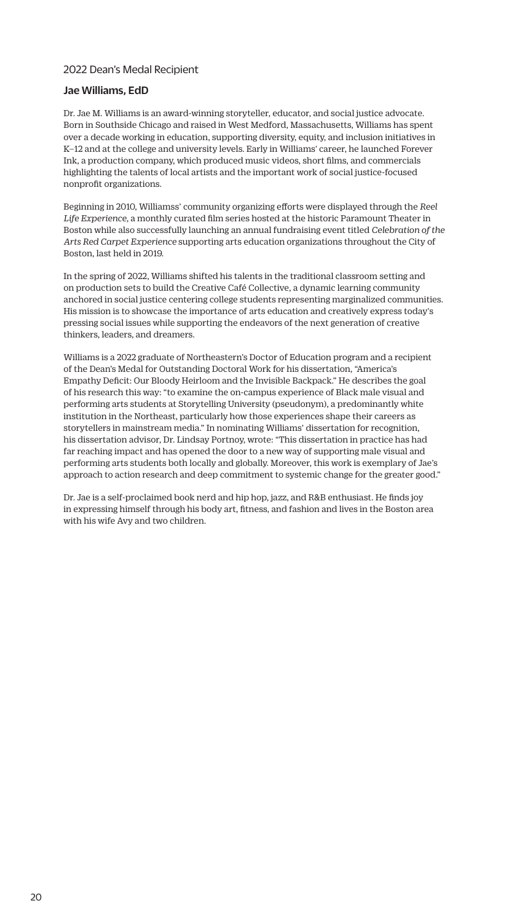2022 Dean's Medal Recipient

## Jae Williams, EdD

Dr. Jae M. Williams is an award-winning storyteller, educator, and social justice advocate. Born in Southside Chicago and raised in West Medford, Massachusetts, Williams has spent over a decade working in education, supporting diversity, equity, and inclusion initiatives in K–12 and at the college and university levels. Early in Williams' career, he launched Forever Ink, a production company, which produced music videos, short films, and commercials highlighting the talents of local artists and the important work of social justice-focused nonprofit organizations.

Beginning in 2010, Williamss' community organizing efforts were displayed through the *Reel Life Experience*, a monthly curated film series hosted at the historic Paramount Theater in Boston while also successfully launching an annual fundraising event titled *Celebration of the Arts Red Carpet Experience* supporting arts education organizations throughout the City of Boston, last held in 2019.

In the spring of 2022, Williams shifted his talents in the traditional classroom setting and on production sets to build the Creative Café Collective, a dynamic learning community anchored in social justice centering college students representing marginalized communities. His mission is to showcase the importance of arts education and creatively express today's pressing social issues while supporting the endeavors of the next generation of creative thinkers, leaders, and dreamers.

Williams is a 2022 graduate of Northeastern's Doctor of Education program and a recipient of the Dean's Medal for Outstanding Doctoral Work for his dissertation, "America's Empathy Deficit: Our Bloody Heirloom and the Invisible Backpack." He describes the goal of his research this way: "to examine the on-campus experience of Black male visual and performing arts students at Storytelling University (pseudonym), a predominantly white institution in the Northeast, particularly how those experiences shape their careers as storytellers in mainstream media." In nominating Williams' dissertation for recognition, his dissertation advisor, Dr. Lindsay Portnoy, wrote: "This dissertation in practice has had far reaching impact and has opened the door to a new way of supporting male visual and performing arts students both locally and globally. Moreover, this work is exemplary of Jae's approach to action research and deep commitment to systemic change for the greater good."

Dr. Jae is a self-proclaimed book nerd and hip hop, jazz, and R&B enthusiast. He finds joy in expressing himself through his body art, fitness, and fashion and lives in the Boston area with his wife Avy and two children.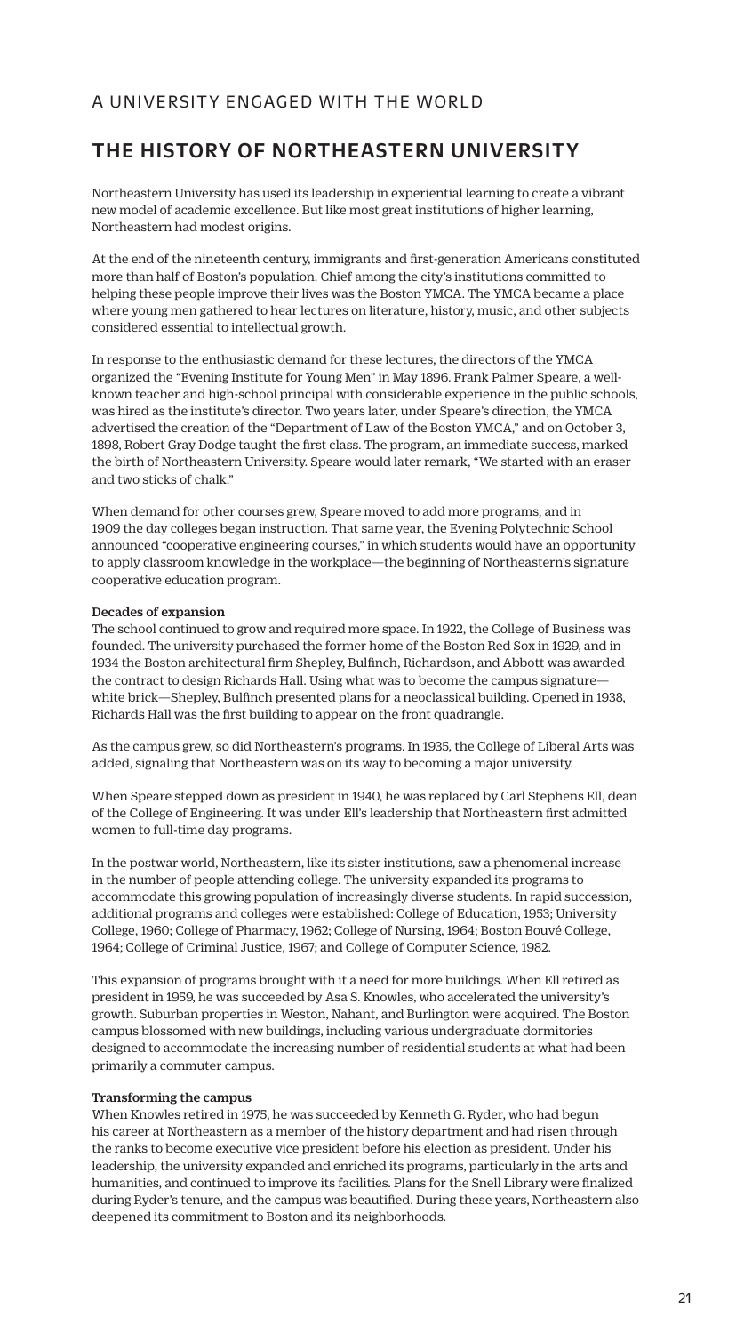## A UNIVERSITY ENGAGED WITH THE WORLD

# THE HISTORY OF NORTHEASTERN UNIVERSITY

Northeastern University has used its leadership in experiential learning to create a vibrant new model of academic excellence. But like most great institutions of higher learning, Northeastern had modest origins.

At the end of the nineteenth century, immigrants and first-generation Americans constituted more than half of Boston's population. Chief among the city's institutions committed to helping these people improve their lives was the Boston YMCA. The YMCA became a place where young men gathered to hear lectures on literature, history, music, and other subjects considered essential to intellectual growth.

In response to the enthusiastic demand for these lectures, the directors of the YMCA organized the "Evening Institute for Young Men" in May 1896. Frank Palmer Speare, a well-known teacher and high-school principal with considerable experience in the public schools, was hired as the institute's director. Two years later, under Speare's direction, the YMCA advertised the creation of the "Department of Law of the Boston YMCA," and on October 3, 1898, Robert Gray Dodge taught the first class. The program, an immediate success, marked the birth of Northeastern University. Speare would later remark, "We started with an eraser and two sticks of chalk."

When demand for other courses grew, Speare moved to add more programs, and in 1909 the day colleges began instruction. That same year, the Evening Polytechnic School announced "cooperative engineering courses," in which students would have an opportunity to apply classroom knowledge in the workplace—the beginning of Northeastern's signature cooperative education program.

### Decades of expansion

The school continued to grow and required more space. In 1922, the College of Business was founded. The university purchased the former home of the Boston Red Sox in 1929, and in 1934 the Boston architectural firm Shepley, Bulfinch, Richardson, and Abbott was awarded the contract to design Richards Hall. Using what was to become the campus signature—white brick—Shepley, Bulfinch presented plans for a neoclassical building. Opened in 1938, Richards Hall was the first building to appear on the front quadrangle.

As the campus grew, so did Northeastern's programs. In 1935, the College of Liberal Arts was added, signaling that Northeastern was on its way to becoming a major university.

When Speare stepped down as president in 1940, he was replaced by Carl Stephens Ell, dean of the College of Engineering. It was under Ell's leadership that Northeastern first admitted women to full-time day programs.

In the postwar world, Northeastern, like its sister institutions, saw a phenomenal increase in the number of people attending college. The university expanded its programs to accommodate this growing population of increasingly diverse students. In rapid succession, additional programs and colleges were established: College of Education, 1953; University College, 1960; College of Pharmacy, 1962; College of Nursing, 1964; Boston Bouvé College, 1964; College of Criminal Justice, 1967; and College of Computer Science, 1982.

This expansion of programs brought with it a need for more buildings. When Ell retired as president in 1959, he was succeeded by Asa S. Knowles, who accelerated the university's growth. Suburban properties in Weston, Nahant, and Burlington were acquired. The Boston campus blossomed with new buildings, including various undergraduate dormitories designed to accommodate the increasing number of residential students at what had been primarily a commuter campus.

### Transforming the campus

When Knowles retired in 1975, he was succeeded by Kenneth G. Ryder, who had begun his career at Northeastern as a member of the history department and had risen through the ranks to become executive vice president before his election as president. Under his leadership, the university expanded and enriched its programs, particularly in the arts and humanities, and continued to improve its facilities. Plans for the Snell Library were finalized during Ryder's tenure, and the campus was beautified. During these years, Northeastern also deepened its commitment to Boston and its neighborhoods.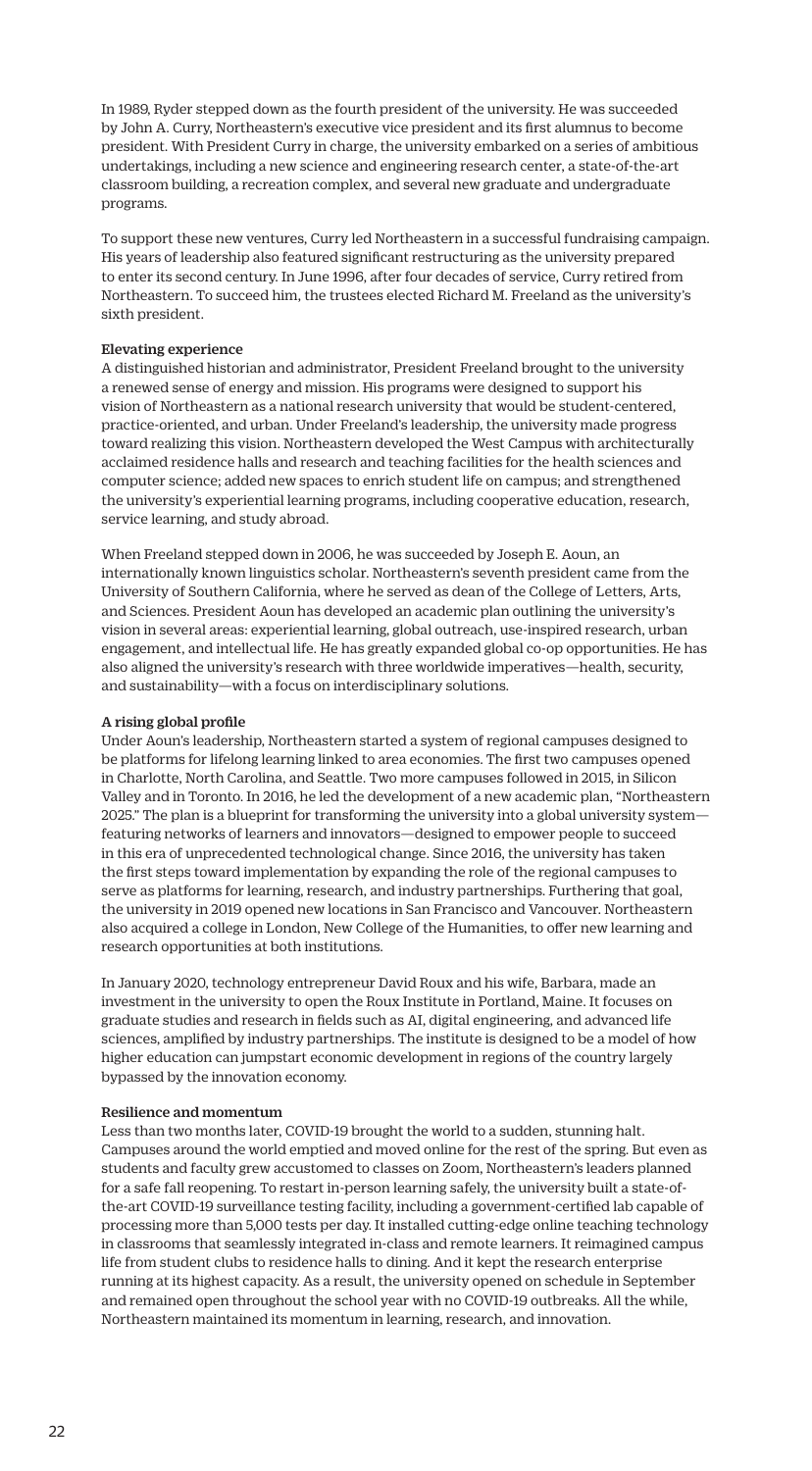In 1989, Ryder stepped down as the fourth president of the university. He was succeeded by John A. Curry, Northeastern's executive vice president and its first alumnus to become president. With President Curry in charge, the university embarked on a series of ambitious undertakings, including a new science and engineering research center, a state-of-the-art classroom building, a recreation complex, and several new graduate and undergraduate programs.

To support these new ventures, Curry led Northeastern in a successful fundraising campaign. His years of leadership also featured significant restructuring as the university prepared to enter its second century. In June 1996, after four decades of service, Curry retired from Northeastern. To succeed him, the trustees elected Richard M. Freeland as the university's sixth president.

### Elevating experience

A distinguished historian and administrator, President Freeland brought to the university a renewed sense of energy and mission. His programs were designed to support his vision of Northeastern as a national research university that would be student-centered, practice-oriented, and urban. Under Freeland's leadership, the university made progress toward realizing this vision. Northeastern developed the West Campus with architecturally acclaimed residence halls and research and teaching facilities for the health sciences and computer science; added new spaces to enrich student life on campus; and strengthened the university's experiential learning programs, including cooperative education, research, service learning, and study abroad.

When Freeland stepped down in 2006, he was succeeded by Joseph E. Aoun, an internationally known linguistics scholar. Northeastern's seventh president came from the University of Southern California, where he served as dean of the College of Letters, Arts, and Sciences. President Aoun has developed an academic plan outlining the university's vision in several areas: experiential learning, global outreach, use-inspired research, urban engagement, and intellectual life. He has greatly expanded global co-op opportunities. He has also aligned the university's research with three worldwide imperatives—health, security, and sustainability—with a focus on interdisciplinary solutions.

### A rising global profile

Under Aoun's leadership, Northeastern started a system of regional campuses designed to be platforms for lifelong learning linked to area economies. The first two campuses opened in Charlotte, North Carolina, and Seattle. Two more campuses followed in 2015, in Silicon Valley and in Toronto. In 2016, he led the development of a new academic plan, "Northeastern 2025." The plan is a blueprint for transforming the university into a global university system—featuring networks of learners and innovators—designed to empower people to succeed in this era of unprecedented technological change. Since 2016, the university has taken the first steps toward implementation by expanding the role of the regional campuses to serve as platforms for learning, research, and industry partnerships. Furthering that goal, the university in 2019 opened new locations in San Francisco and Vancouver. Northeastern also acquired a college in London, New College of the Humanities, to offer new learning and research opportunities at both institutions.

In January 2020, technology entrepreneur David Roux and his wife, Barbara, made an investment in the university to open the Roux Institute in Portland, Maine. It focuses on graduate studies and research in fields such as AI, digital engineering, and advanced life sciences, amplified by industry partnerships. The institute is designed to be a model of how higher education can jumpstart economic development in regions of the country largely bypassed by the innovation economy.

### Resilience and momentum

Less than two months later, COVID-19 brought the world to a sudden, stunning halt. Campuses around the world emptied and moved online for the rest of the spring. But even as students and faculty grew accustomed to classes on Zoom, Northeastern's leaders planned for a safe fall reopening. To restart in-person learning safely, the university built a state-of-the-art COVID-19 surveillance testing facility, including a government-certified lab capable of processing more than 5,000 tests per day. It installed cutting-edge online teaching technology in classrooms that seamlessly integrated in-class and remote learners. It reimagined campus life from student clubs to residence halls to dining. And it kept the research enterprise running at its highest capacity. As a result, the university opened on schedule in September and remained open throughout the school year with no COVID-19 outbreaks. All the while, Northeastern maintained its momentum in learning, research, and innovation.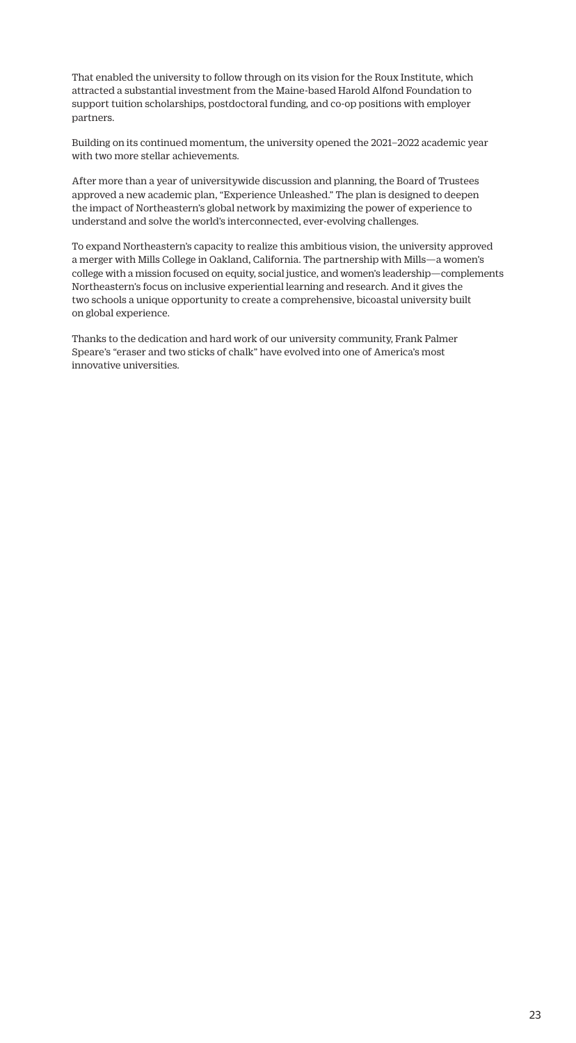That enabled the university to follow through on its vision for the Roux Institute, which attracted a substantial investment from the Maine-based Harold Alfond Foundation to support tuition scholarships, postdoctoral funding, and co-op positions with employer partners.

Building on its continued momentum, the university opened the 2021–2022 academic year with two more stellar achievements.

After more than a year of universitywide discussion and planning, the Board of Trustees approved a new academic plan, "Experience Unleashed." The plan is designed to deepen the impact of Northeastern's global network by maximizing the power of experience to understand and solve the world's interconnected, ever-evolving challenges.

To expand Northeastern's capacity to realize this ambitious vision, the university approved a merger with Mills College in Oakland, California. The partnership with Mills—a women's college with a mission focused on equity, social justice, and women's leadership—complements Northeastern's focus on inclusive experiential learning and research. And it gives the two schools a unique opportunity to create a comprehensive, bicoastal university built on global experience.

Thanks to the dedication and hard work of our university community, Frank Palmer Speare's "eraser and two sticks of chalk" have evolved into one of America's most innovative universities.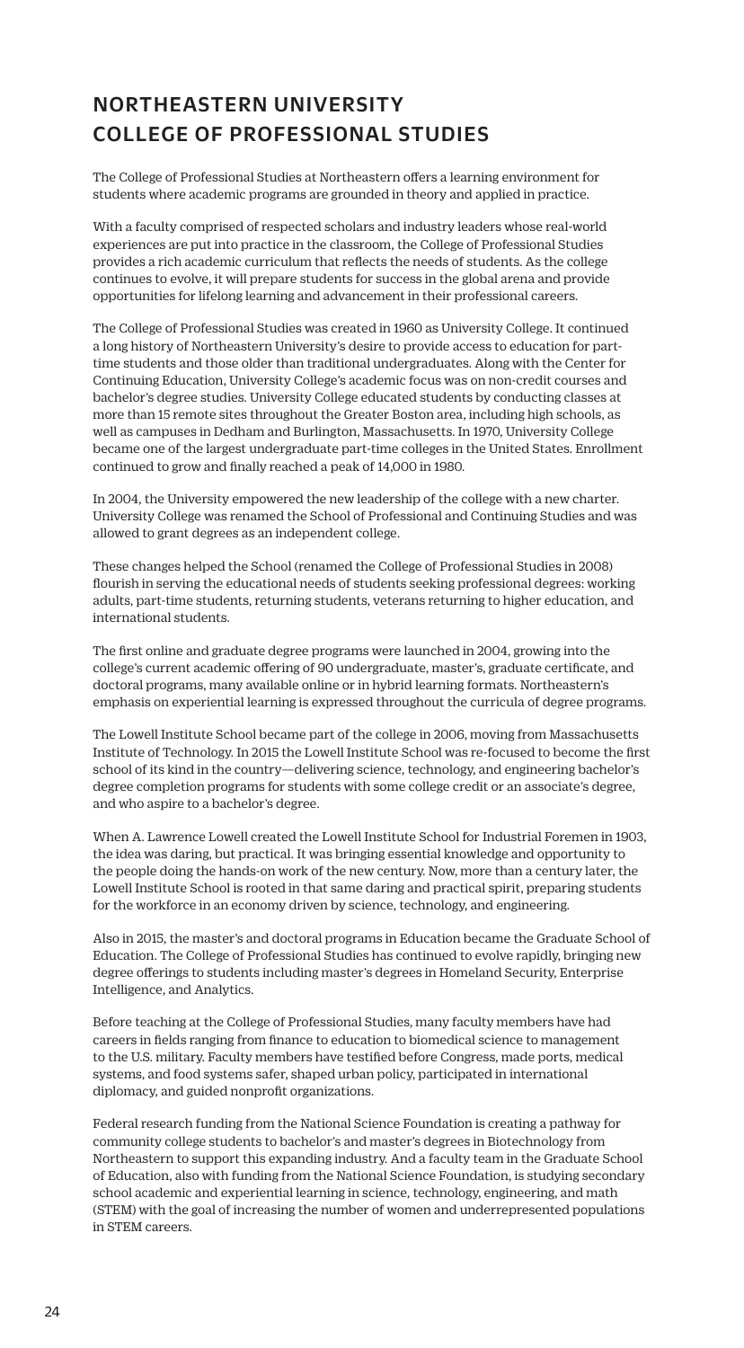# NORTHEASTERN UNIVERSITY COLLEGE OF PROFESSIONAL STUDIES

The College of Professional Studies at Northeastern offers a learning environment for students where academic programs are grounded in theory and applied in practice.

With a faculty comprised of respected scholars and industry leaders whose real-world experiences are put into practice in the classroom, the College of Professional Studies provides a rich academic curriculum that reflects the needs of students. As the college continues to evolve, it will prepare students for success in the global arena and provide opportunities for lifelong learning and advancement in their professional careers.

The College of Professional Studies was created in 1960 as University College. It continued a long history of Northeastern University's desire to provide access to education for part-time students and those older than traditional undergraduates. Along with the Center for Continuing Education, University College's academic focus was on non-credit courses and bachelor's degree studies. University College educated students by conducting classes at more than 15 remote sites throughout the Greater Boston area, including high schools, as well as campuses in Dedham and Burlington, Massachusetts. In 1970, University College became one of the largest undergraduate part-time colleges in the United States. Enrollment continued to grow and finally reached a peak of 14,000 in 1980.

In 2004, the University empowered the new leadership of the college with a new charter. University College was renamed the School of Professional and Continuing Studies and was allowed to grant degrees as an independent college.

These changes helped the School (renamed the College of Professional Studies in 2008) flourish in serving the educational needs of students seeking professional degrees: working adults, part-time students, returning students, veterans returning to higher education, and international students.

The first online and graduate degree programs were launched in 2004, growing into the college's current academic offering of 90 undergraduate, master's, graduate certificate, and doctoral programs, many available online or in hybrid learning formats. Northeastern's emphasis on experiential learning is expressed throughout the curricula of degree programs.

The Lowell Institute School became part of the college in 2006, moving from Massachusetts Institute of Technology. In 2015 the Lowell Institute School was re-focused to become the first school of its kind in the country—delivering science, technology, and engineering bachelor's degree completion programs for students with some college credit or an associate's degree, and who aspire to a bachelor's degree.

When A. Lawrence Lowell created the Lowell Institute School for Industrial Foremen in 1903, the idea was daring, but practical. It was bringing essential knowledge and opportunity to the people doing the hands-on work of the new century. Now, more than a century later, the Lowell Institute School is rooted in that same daring and practical spirit, preparing students for the workforce in an economy driven by science, technology, and engineering.

Also in 2015, the master's and doctoral programs in Education became the Graduate School of Education. The College of Professional Studies has continued to evolve rapidly, bringing new degree offerings to students including master's degrees in Homeland Security, Enterprise Intelligence, and Analytics.

Before teaching at the College of Professional Studies, many faculty members have had careers in fields ranging from finance to education to biomedical science to management to the U.S. military. Faculty members have testified before Congress, made ports, medical systems, and food systems safer, shaped urban policy, participated in international diplomacy, and guided nonprofit organizations.

Federal research funding from the National Science Foundation is creating a pathway for community college students to bachelor's and master's degrees in Biotechnology from Northeastern to support this expanding industry. And a faculty team in the Graduate School of Education, also with funding from the National Science Foundation, is studying secondary school academic and experiential learning in science, technology, engineering, and math (STEM) with the goal of increasing the number of women and underrepresented populations in STEM careers.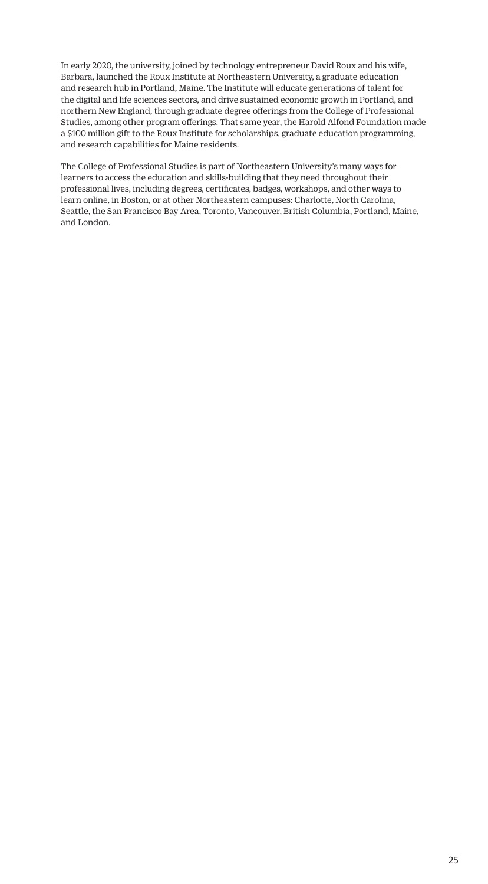In early 2020, the university, joined by technology entrepreneur David Roux and his wife, Barbara, launched the Roux Institute at Northeastern University, a graduate education and research hub in Portland, Maine. The Institute will educate generations of talent for the digital and life sciences sectors, and drive sustained economic growth in Portland, and northern New England, through graduate degree offerings from the College of Professional Studies, among other program offerings. That same year, the Harold Alfond Foundation made a $100 million gift to the Roux Institute for scholarships, graduate education programming, and research capabilities for Maine residents.

The College of Professional Studies is part of Northeastern University's many ways for learners to access the education and skills-building that they need throughout their professional lives, including degrees, certificates, badges, workshops, and other ways to learn online, in Boston, or at other Northeastern campuses: Charlotte, North Carolina, Seattle, the San Francisco Bay Area, Toronto, Vancouver, British Columbia, Portland, Maine, and London.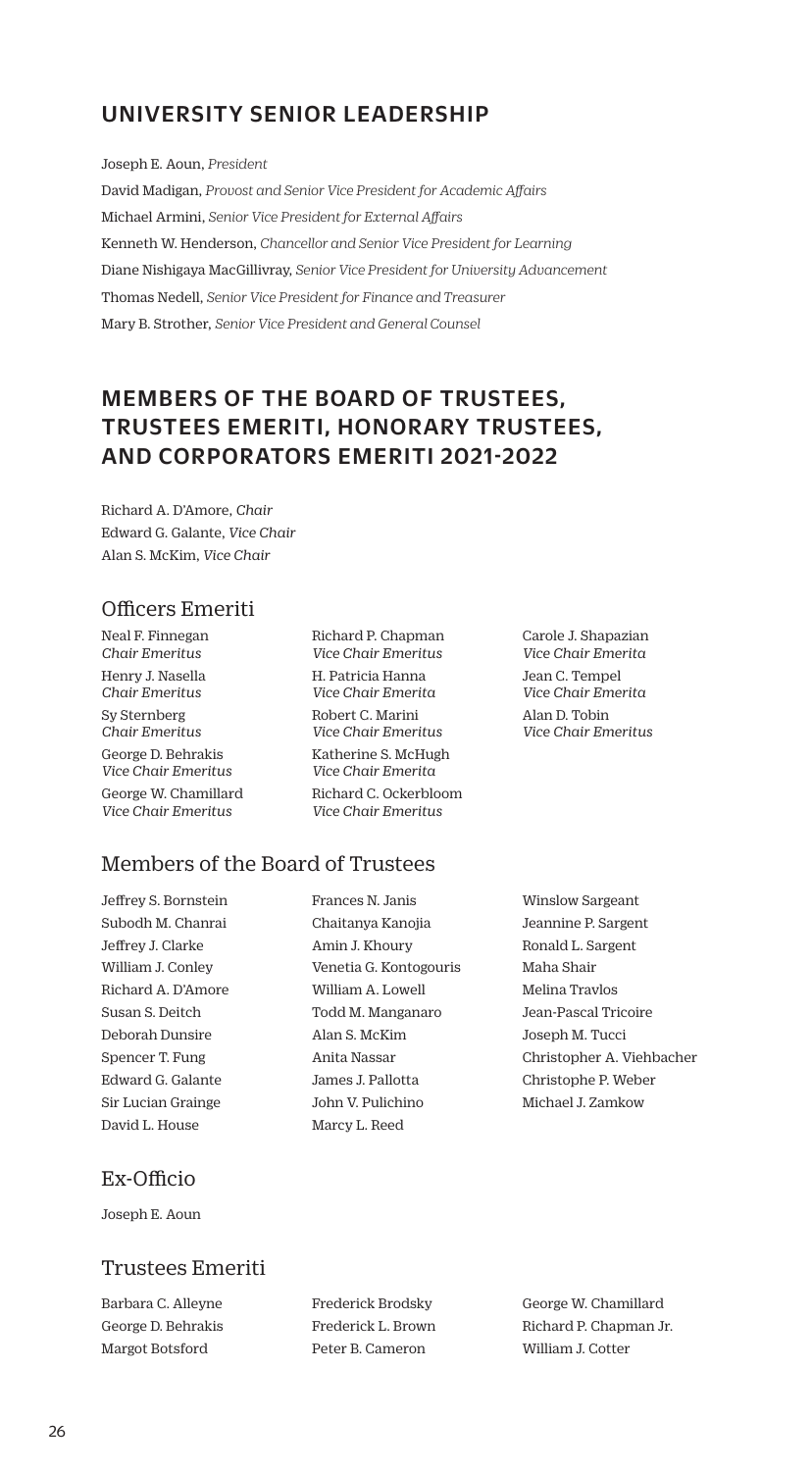## UNIVERSITY SENIOR LEADERSHIP

Joseph E. Aoun, *President*

David Madigan, *Provost and Senior Vice President for Academic Affairs*

Michael Armini, *Senior Vice President for External Affairs*

Kenneth W. Henderson, *Chancellor and Senior Vice President for Learning*

Diane Nishigaya MacGillivray, *Senior Vice President for University Advancement*

Thomas Nedell, *Senior Vice President for Finance and Treasurer*

Mary B. Strother, *Senior Vice President and General Counsel*

## MEMBERS OF THE BOARD OF TRUSTEES, TRUSTEES EMERITI, HONORARY TRUSTEES, AND CORPORATORS EMERITI 2021-2022

Richard A. D'Amore, *Chair*
Edward G. Galante, *Vice Chair*
Alan S. McKim, *Vice Chair*

### Officers Emeriti

Neal F. Finnegan
*Chair Emeritus*

Henry J. Nasella
*Chair Emeritus*

Sy Sternberg
*Chair Emeritus*

George D. Behrakis
*Vice Chair Emeritus*

George W. Chamillard
*Vice Chair Emeritus*

Richard P. Chapman
*Vice Chair Emeritus*

H. Patricia Hanna
*Vice Chair Emerita*

Robert C. Marini
*Vice Chair Emeritus*

Katherine S. McHugh
*Vice Chair Emerita*

Richard C. Ockerbloom
*Vice Chair Emeritus*

Carole J. Shapazian
*Vice Chair Emerita*

Jean C. Tempel
*Vice Chair Emerita*

Alan D. Tobin
*Vice Chair Emeritus*

### Members of the Board of Trustees

Jeffrey S. Bornstein
Subodh M. Chanrai
Jeffrey J. Clarke
William J. Conley
Richard A. D'Amore
Susan S. Deitch
Deborah Dunsire
Spencer T. Fung
Edward G. Galante
Sir Lucian Grainge
David L. House
Frances N. Janis
Chaitanya Kanojia
Amin J. Khoury
Venetia G. Kontogouris
William A. Lowell
Todd M. Manganaro
Alan S. McKim
Anita Nassar
James J. Pallotta
John V. Pulichino
Marcy L. Reed
Winslow Sargeant
Jeannine P. Sargent
Ronald L. Sargent
Maha Shair
Melina Travlos
Jean-Pascal Tricoire
Joseph M. Tucci
Christopher A. Viehbacher
Christophe P. Weber
Michael J. Zamkow

### Ex-Officio

Joseph E. Aoun

### Trustees Emeriti

Barbara C. Alleyne
George D. Behrakis
Margot Botsford
Frederick Brodsky
Frederick L. Brown
Peter B. Cameron
George W. Chamillard
Richard P. Chapman Jr.
William J. Cotter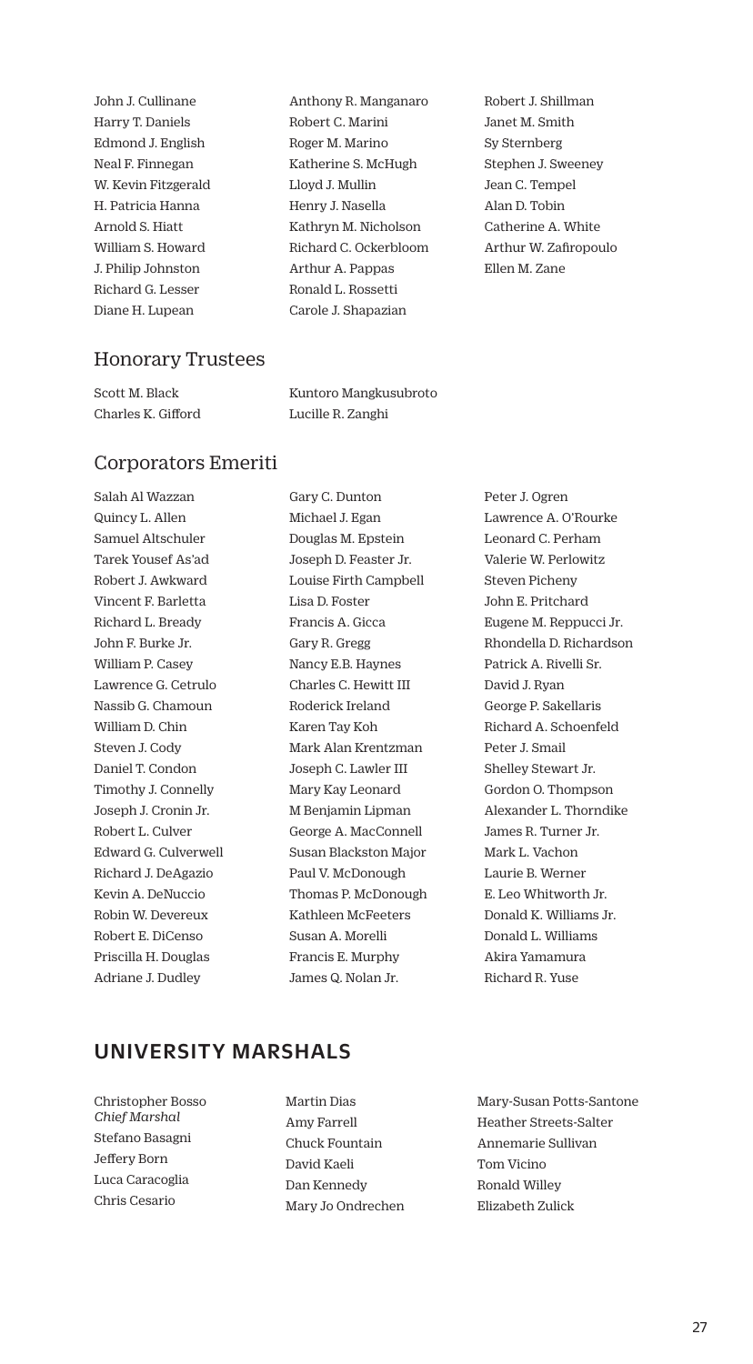John J. Cullinane
Harry T. Daniels
Edmond J. English
Neal F. Finnegan
W. Kevin Fitzgerald
H. Patricia Hanna
Arnold S. Hiatt
William S. Howard
J. Philip Johnston
Richard G. Lesser
Diane H. Lupean
Anthony R. Manganaro
Robert C. Marini
Roger M. Marino
Katherine S. McHugh
Lloyd J. Mullin
Henry J. Nasella
Kathryn M. Nicholson
Richard C. Ockerbloom
Arthur A. Pappas
Ronald L. Rossetti
Carole J. Shapazian
Robert J. Shillman
Janet M. Smith
Sy Sternberg
Stephen J. Sweeney
Jean C. Tempel
Alan D. Tobin
Catherine A. White
Arthur W. Zafiropoulo
Ellen M. Zane

## Honorary Trustees

Scott M. Black
Charles K. Gifford
Kuntoro Mangkusubroto
Lucille R. Zanghi

## Corporators Emeriti

Salah Al Wazzan
Quincy L. Allen
Samuel Altschuler
Tarek Yousef As'ad
Robert J. Awkward
Vincent F. Barletta
Richard L. Bready
John F. Burke Jr.
William P. Casey
Lawrence G. Cetrulo
Nassib G. Chamoun
William D. Chin
Steven J. Cody
Daniel T. Condon
Timothy J. Connelly
Joseph J. Cronin Jr.
Robert L. Culver
Edward G. Culverwell
Richard J. DeAgazio
Kevin A. DeNuccio
Robin W. Devereux
Robert E. DiCenso
Priscilla H. Douglas
Adriane J. Dudley
Gary C. Dunton
Michael J. Egan
Douglas M. Epstein
Joseph D. Feaster Jr.
Louise Firth Campbell
Lisa D. Foster
Francis A. Gicca
Gary R. Gregg
Nancy E.B. Haynes
Charles C. Hewitt III
Roderick Ireland
Karen Tay Koh
Mark Alan Krentzman
Joseph C. Lawler III
Mary Kay Leonard
M Benjamin Lipman
George A. MacConnell
Susan Blackston Major
Paul V. McDonough
Thomas P. McDonough
Kathleen McFeeters
Susan A. Morelli
Francis E. Murphy
James Q. Nolan Jr.
Peter J. Ogren
Lawrence A. O'Rourke
Leonard C. Perham
Valerie W. Perlowitz
Steven Picheny
John E. Pritchard
Eugene M. Reppucci Jr.
Rhondella D. Richardson
Patrick A. Rivelli Sr.
David J. Ryan
George P. Sakellaris
Richard A. Schoenfeld
Peter J. Smail
Shelley Stewart Jr.
Gordon O. Thompson
Alexander L. Thorndike
James R. Turner Jr.
Mark L. Vachon
Laurie B. Werner
E. Leo Whitworth Jr.
Donald K. Williams Jr.
Donald L. Williams
Akira Yamamura
Richard R. Yuse

# UNIVERSITY MARSHALS

Christopher Bosso
*Chief Marshal*
Stefano Basagni
Jeffery Born
Luca Caracoglia
Chris Cesario
Martin Dias
Amy Farrell
Chuck Fountain
David Kaeli
Dan Kennedy
Mary Jo Ondrechen
Mary-Susan Potts-Santone
Heather Streets-Salter
Annemarie Sullivan
Tom Vicino
Ronald Willey
Elizabeth Zulick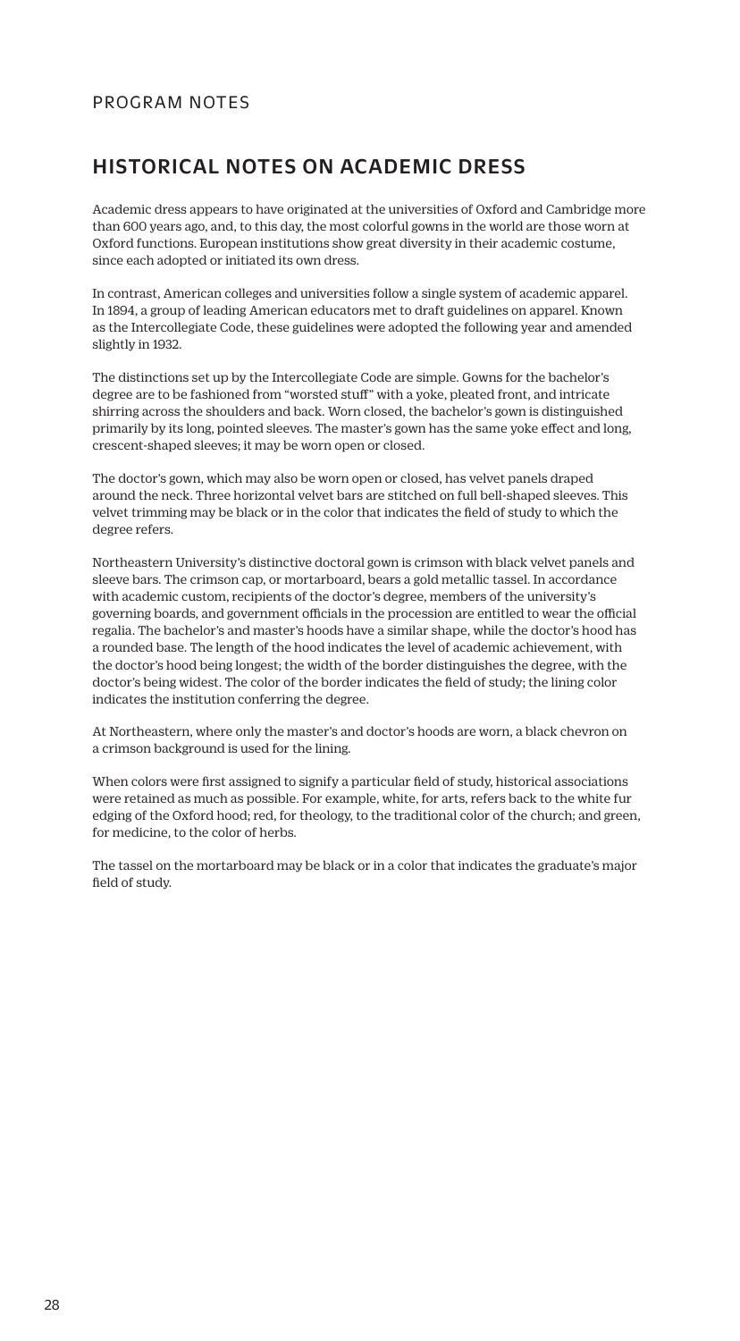PROGRAM NOTES

## HISTORICAL NOTES ON ACADEMIC DRESS

Academic dress appears to have originated at the universities of Oxford and Cambridge more than 600 years ago, and, to this day, the most colorful gowns in the world are those worn at Oxford functions. European institutions show great diversity in their academic costume, since each adopted or initiated its own dress.

In contrast, American colleges and universities follow a single system of academic apparel. In 1894, a group of leading American educators met to draft guidelines on apparel. Known as the Intercollegiate Code, these guidelines were adopted the following year and amended slightly in 1932.

The distinctions set up by the Intercollegiate Code are simple. Gowns for the bachelor's degree are to be fashioned from "worsted stuff" with a yoke, pleated front, and intricate shirring across the shoulders and back. Worn closed, the bachelor's gown is distinguished primarily by its long, pointed sleeves. The master's gown has the same yoke effect and long, crescent-shaped sleeves; it may be worn open or closed.

The doctor's gown, which may also be worn open or closed, has velvet panels draped around the neck. Three horizontal velvet bars are stitched on full bell-shaped sleeves. This velvet trimming may be black or in the color that indicates the field of study to which the degree refers.

Northeastern University's distinctive doctoral gown is crimson with black velvet panels and sleeve bars. The crimson cap, or mortarboard, bears a gold metallic tassel. In accordance with academic custom, recipients of the doctor's degree, members of the university's governing boards, and government officials in the procession are entitled to wear the official regalia. The bachelor's and master's hoods have a similar shape, while the doctor's hood has a rounded base. The length of the hood indicates the level of academic achievement, with the doctor's hood being longest; the width of the border distinguishes the degree, with the doctor's being widest. The color of the border indicates the field of study; the lining color indicates the institution conferring the degree.

At Northeastern, where only the master's and doctor's hoods are worn, a black chevron on a crimson background is used for the lining.

When colors were first assigned to signify a particular field of study, historical associations were retained as much as possible. For example, white, for arts, refers back to the white fur edging of the Oxford hood; red, for theology, to the traditional color of the church; and green, for medicine, to the color of herbs.

The tassel on the mortarboard may be black or in a color that indicates the graduate's major field of study.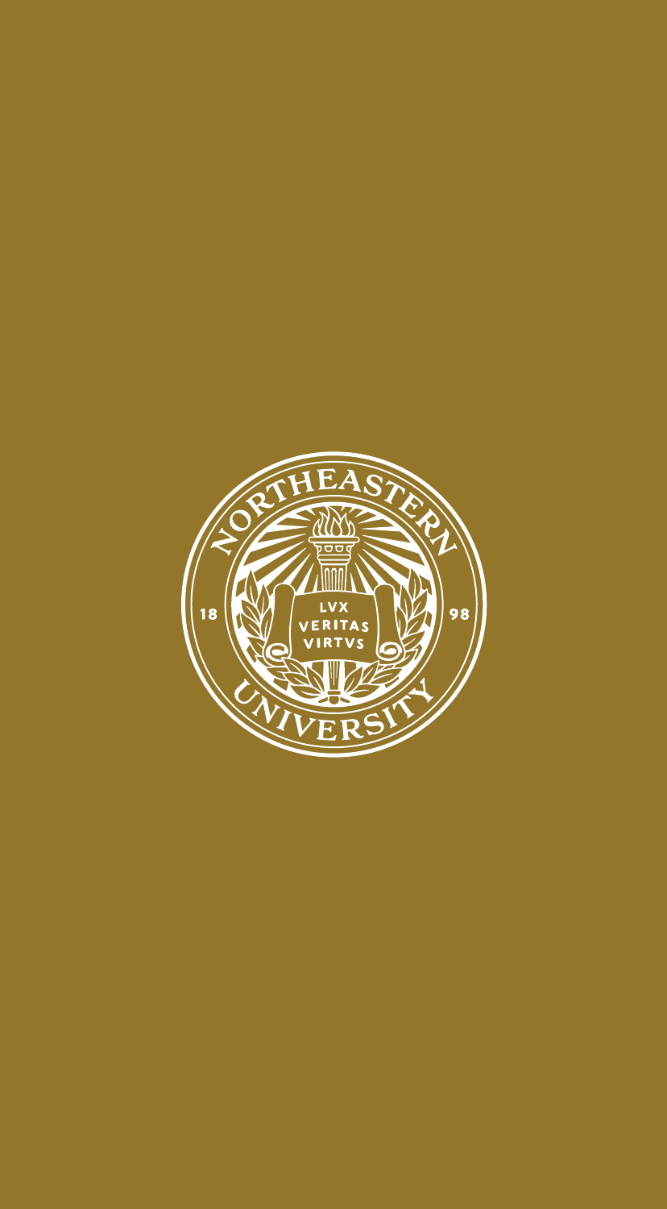NORTHEASTERN UNIVERSITY

18 98

LVX
VERITAS
VIRTVS